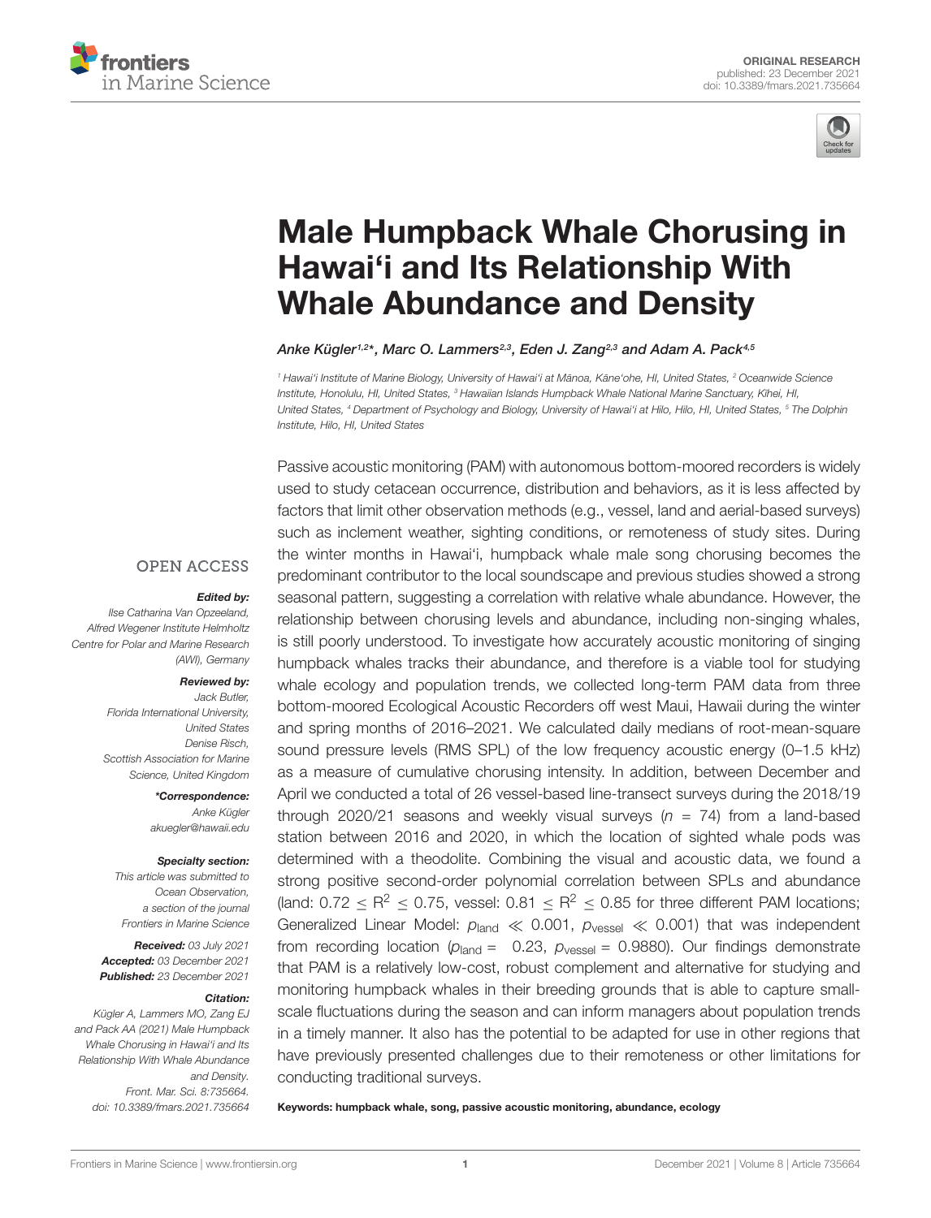ORIGINAL RESEARCH
published: 23 December 2021
doi: 10.3389/fmars.2021.735664

# Male Humpback Whale Chorusing in Hawai'i and Its Relationship With Whale Abundance and Density

*Anke Kügler[1,2]\*, Marc O. Lammers[2,3], Eden J. Zang[2,3] and Adam A. Pack[4,5]*

[1] Hawai'i Institute of Marine Biology, University of Hawai'i at Mānoa, Kāne'ohe, HI, United States, [2] Oceanwide Science Institute, Honolulu, HI, United States, [3] Hawaiian Islands Humpback Whale National Marine Sanctuary, Kīhei, HI, United States, [4] Department of Psychology and Biology, University of Hawai'i at Hilo, Hilo, HI, United States, [5] The Dolphin Institute, Hilo, HI, United States

Passive acoustic monitoring (PAM) with autonomous bottom-moored recorders is widely used to study cetacean occurrence, distribution and behaviors, as it is less affected by factors that limit other observation methods (e.g., vessel, land and aerial-based surveys) such as inclement weather, sighting conditions, or remoteness of study sites. During the winter months in Hawai'i, humpback whale male song chorusing becomes the predominant contributor to the local soundscape and previous studies showed a strong seasonal pattern, suggesting a correlation with relative whale abundance. However, the relationship between chorusing levels and abundance, including non-singing whales, is still poorly understood. To investigate how accurately acoustic monitoring of singing humpback whales tracks their abundance, and therefore is a viable tool for studying whale ecology and population trends, we collected long-term PAM data from three bottom-moored Ecological Acoustic Recorders off west Maui, Hawaii during the winter and spring months of 2016–2021. We calculated daily medians of root-mean-square sound pressure levels (RMS SPL) of the low frequency acoustic energy (0–1.5 kHz) as a measure of cumulative chorusing intensity. In addition, between December and April we conducted a total of 26 vessel-based line-transect surveys during the 2018/19 through 2020/21 seasons and weekly visual surveys ($n$ = 74) from a land-based station between 2016 and 2020, in which the location of sighted whale pods was determined with a theodolite. Combining the visual and acoustic data, we found a strong positive second-order polynomial correlation between SPLs and abundance (land: $0.72 \leq R^2 \leq 0.75$, vessel: $0.81 \leq R^2 \leq 0.85$ for three different PAM locations; Generalized Linear Model: $p_{land} \ll 0.001$, $p_{vessel} \ll 0.001$) that was independent from recording location ($p_{land} = 0.23$, $p_{vessel} = 0.9880$). Our findings demonstrate that PAM is a relatively low-cost, robust complement and alternative for studying and monitoring humpback whales in their breeding grounds that is able to capture small-scale fluctuations during the season and can inform managers about population trends in a timely manner. It also has the potential to be adapted for use in other regions that have previously presented challenges due to their remoteness or other limitations for conducting traditional surveys.

**Keywords: humpback whale, song, passive acoustic monitoring, abundance, ecology**

OPEN ACCESS

***Edited by:***
*Ilse Catharina Van Opzeeland, Alfred Wegener Institute Helmholtz Centre for Polar and Marine Research (AWI), Germany*

***Reviewed by:***
*Jack Butler, Florida International University, United States*
*Denise Risch, Scottish Association for Marine Science, United Kingdom*

***\*Correspondence:***
*Anke Kügler*
*akuegler@hawaii.edu*

***Specialty section:***
*This article was submitted to Ocean Observation, a section of the journal Frontiers in Marine Science*

***Received:*** *03 July 2021*
***Accepted:*** *03 December 2021*
***Published:*** *23 December 2021*

***Citation:***
*Kügler A, Lammers MO, Zang EJ and Pack AA (2021) Male Humpback Whale Chorusing in Hawai'i and Its Relationship With Whale Abundance and Density. Front. Mar. Sci. 8:735664. doi: 10.3389/fmars.2021.735664*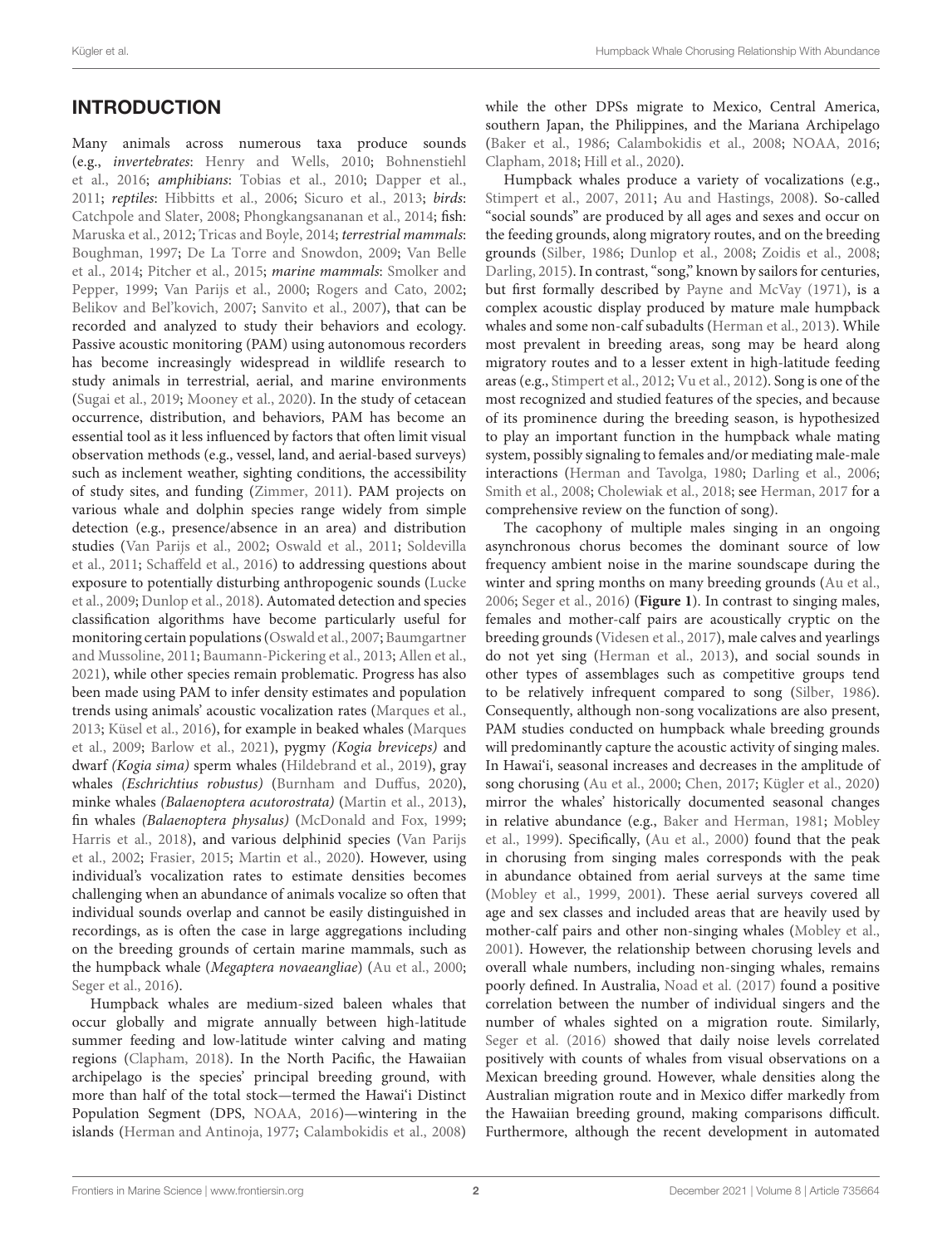## INTRODUCTION

Many animals across numerous taxa produce sounds (e.g., *invertebrates*: Henry and Wells, 2010; Bohnenstiehl et al., 2016; *amphibians*: Tobias et al., 2010; Dapper et al., 2011; *reptiles*: Hibbitts et al., 2006; Sicuro et al., 2013; *birds*: Catchpole and Slater, 2008; Phongkangsananan et al., 2014; fish: Maruska et al., 2012; Tricas and Boyle, 2014; *terrestrial mammals*: Boughman, 1997; De La Torre and Snowdon, 2009; Van Belle et al., 2014; Pitcher et al., 2015; *marine mammals*: Smolker and Pepper, 1999; Van Parijs et al., 2000; Rogers and Cato, 2002; Belikov and Bel'kovich, 2007; Sanvito et al., 2007), that can be recorded and analyzed to study their behaviors and ecology. Passive acoustic monitoring (PAM) using autonomous recorders has become increasingly widespread in wildlife research to study animals in terrestrial, aerial, and marine environments (Sugai et al., 2019; Mooney et al., 2020). In the study of cetacean occurrence, distribution, and behaviors, PAM has become an essential tool as it less influenced by factors that often limit visual observation methods (e.g., vessel, land, and aerial-based surveys) such as inclement weather, sighting conditions, the accessibility of study sites, and funding (Zimmer, 2011). PAM projects on various whale and dolphin species range widely from simple detection (e.g., presence/absence in an area) and distribution studies (Van Parijs et al., 2002; Oswald et al., 2011; Soldevilla et al., 2011; Schaffeld et al., 2016) to addressing questions about exposure to potentially disturbing anthropogenic sounds (Lucke et al., 2009; Dunlop et al., 2018). Automated detection and species classification algorithms have become particularly useful for monitoring certain populations (Oswald et al., 2007; Baumgartner and Mussoline, 2011; Baumann-Pickering et al., 2013; Allen et al., 2021), while other species remain problematic. Progress has also been made using PAM to infer density estimates and population trends using animals' acoustic vocalization rates (Marques et al., 2013; Küsel et al., 2016), for example in beaked whales (Marques et al., 2009; Barlow et al., 2021), pygmy *(Kogia breviceps)* and dwarf *(Kogia sima)* sperm whales (Hildebrand et al., 2019), gray whales *(Eschrichtius robustus)* (Burnham and Duffus, 2020), minke whales *(Balaenoptera acutorostrata)* (Martin et al., 2013), fin whales *(Balaenoptera physalus)* (McDonald and Fox, 1999; Harris et al., 2018), and various delphinid species (Van Parijs et al., 2002; Frasier, 2015; Martin et al., 2020). However, using individual's vocalization rates to estimate densities becomes challenging when an abundance of animals vocalize so often that individual sounds overlap and cannot be easily distinguished in recordings, as is often the case in large aggregations including on the breeding grounds of certain marine mammals, such as the humpback whale (*Megaptera novaeangliae*) (Au et al., 2000; Seger et al., 2016).

Humpback whales are medium-sized baleen whales that occur globally and migrate annually between high-latitude summer feeding and low-latitude winter calving and mating regions (Clapham, 2018). In the North Pacific, the Hawaiian archipelago is the species' principal breeding ground, with more than half of the total stock—termed the Hawai'i Distinct Population Segment (DPS, NOAA, 2016)—wintering in the islands (Herman and Antinoja, 1977; Calambokidis et al., 2008) while the other DPSs migrate to Mexico, Central America, southern Japan, the Philippines, and the Mariana Archipelago (Baker et al., 1986; Calambokidis et al., 2008; NOAA, 2016; Clapham, 2018; Hill et al., 2020).

Humpback whales produce a variety of vocalizations (e.g., Stimpert et al., 2007, 2011; Au and Hastings, 2008). So-called "social sounds" are produced by all ages and sexes and occur on the feeding grounds, along migratory routes, and on the breeding grounds (Silber, 1986; Dunlop et al., 2008; Zoidis et al., 2008; Darling, 2015). In contrast, "song," known by sailors for centuries, but first formally described by Payne and McVay (1971), is a complex acoustic display produced by mature male humpback whales and some non-calf subadults (Herman et al., 2013). While most prevalent in breeding areas, song may be heard along migratory routes and to a lesser extent in high-latitude feeding areas (e.g., Stimpert et al., 2012; Vu et al., 2012). Song is one of the most recognized and studied features of the species, and because of its prominence during the breeding season, is hypothesized to play an important function in the humpback whale mating system, possibly signaling to females and/or mediating male-male interactions (Herman and Tavolga, 1980; Darling et al., 2006; Smith et al., 2008; Cholewiak et al., 2018; see Herman, 2017 for a comprehensive review on the function of song).

The cacophony of multiple males singing in an ongoing asynchronous chorus becomes the dominant source of low frequency ambient noise in the marine soundscape during the winter and spring months on many breeding grounds (Au et al., 2006; Seger et al., 2016) (**Figure 1**). In contrast to singing males, females and mother-calf pairs are acoustically cryptic on the breeding grounds (Videsen et al., 2017), male calves and yearlings do not yet sing (Herman et al., 2013), and social sounds in other types of assemblages such as competitive groups tend to be relatively infrequent compared to song (Silber, 1986). Consequently, although non-song vocalizations are also present, PAM studies conducted on humpback whale breeding grounds will predominantly capture the acoustic activity of singing males. In Hawai'i, seasonal increases and decreases in the amplitude of song chorusing (Au et al., 2000; Chen, 2017; Kügler et al., 2020) mirror the whales' historically documented seasonal changes in relative abundance (e.g., Baker and Herman, 1981; Mobley et al., 1999). Specifically, (Au et al., 2000) found that the peak in chorusing from singing males corresponds with the peak in abundance obtained from aerial surveys at the same time (Mobley et al., 1999, 2001). These aerial surveys covered all age and sex classes and included areas that are heavily used by mother-calf pairs and other non-singing whales (Mobley et al., 2001). However, the relationship between chorusing levels and overall whale numbers, including non-singing whales, remains poorly defined. In Australia, Noad et al. (2017) found a positive correlation between the number of individual singers and the number of whales sighted on a migration route. Similarly, Seger et al. (2016) showed that daily noise levels correlated positively with counts of whales from visual observations on a Mexican breeding ground. However, whale densities along the Australian migration route and in Mexico differ markedly from the Hawaiian breeding ground, making comparisons difficult. Furthermore, although the recent development in automated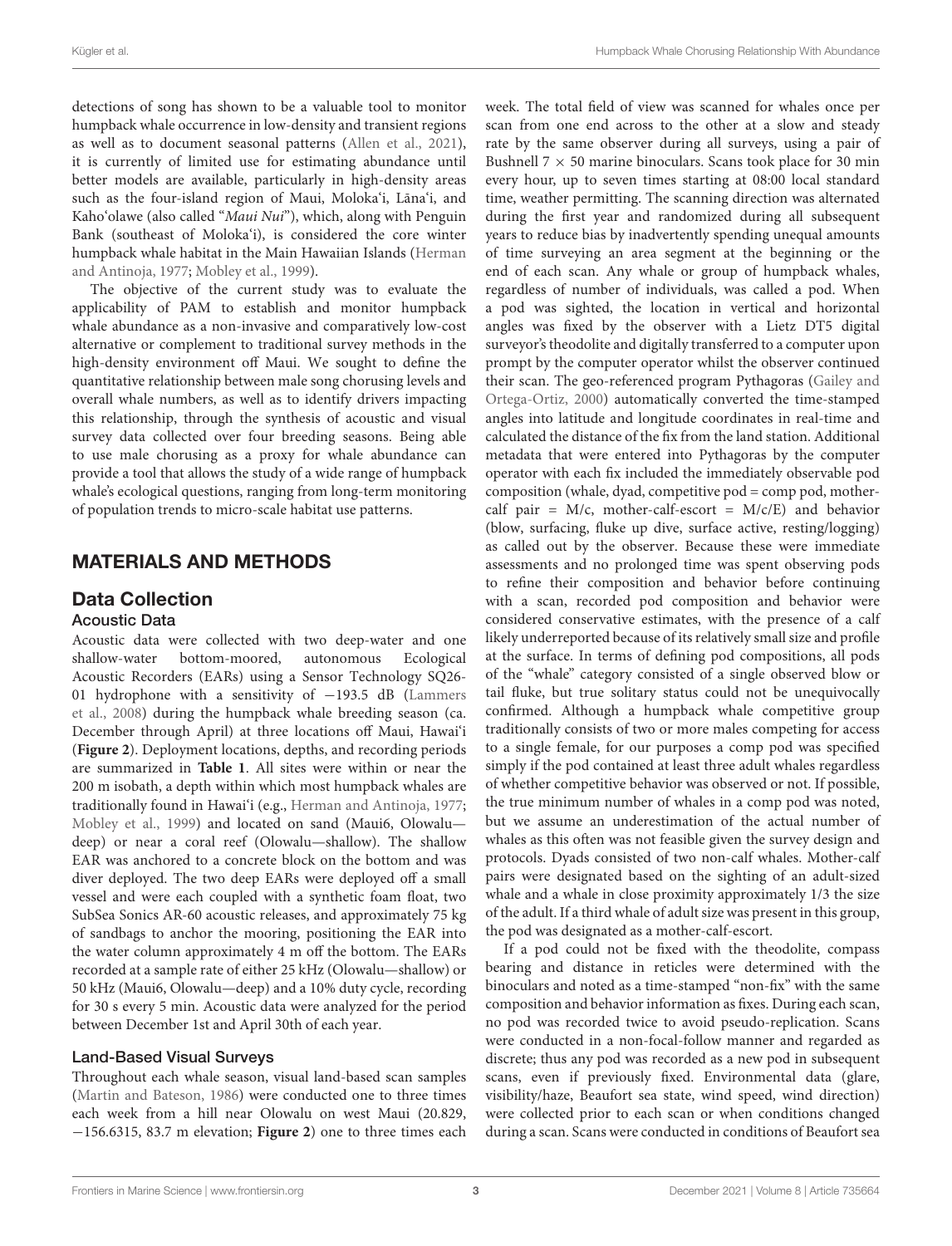detections of song has shown to be a valuable tool to monitor humpback whale occurrence in low-density and transient regions as well as to document seasonal patterns (Allen et al., 2021), it is currently of limited use for estimating abundance until better models are available, particularly in high-density areas such as the four-island region of Maui, Moloka'i, Lāna'i, and Kaho'olawe (also called "*Maui Nui*"), which, along with Penguin Bank (southeast of Moloka'i), is considered the core winter humpback whale habitat in the Main Hawaiian Islands (Herman and Antinoja, 1977; Mobley et al., 1999).

The objective of the current study was to evaluate the applicability of PAM to establish and monitor humpback whale abundance as a non-invasive and comparatively low-cost alternative or complement to traditional survey methods in the high-density environment off Maui. We sought to define the quantitative relationship between male song chorusing levels and overall whale numbers, as well as to identify drivers impacting this relationship, through the synthesis of acoustic and visual survey data collected over four breeding seasons. Being able to use male chorusing as a proxy for whale abundance can provide a tool that allows the study of a wide range of humpback whale's ecological questions, ranging from long-term monitoring of population trends to micro-scale habitat use patterns.

# MATERIALS AND METHODS

## Data Collection

### Acoustic Data

Acoustic data were collected with two deep-water and one shallow-water bottom-moored, autonomous Ecological Acoustic Recorders (EARs) using a Sensor Technology SQ26-01 hydrophone with a sensitivity of −193.5 dB (Lammers et al., 2008) during the humpback whale breeding season (ca. December through April) at three locations off Maui, Hawai'i (**Figure 2**). Deployment locations, depths, and recording periods are summarized in **Table 1**. All sites were within or near the 200 m isobath, a depth within which most humpback whales are traditionally found in Hawai'i (e.g., Herman and Antinoja, 1977; Mobley et al., 1999) and located on sand (Maui6, Olowalu—deep) or near a coral reef (Olowalu—shallow). The shallow EAR was anchored to a concrete block on the bottom and was diver deployed. The two deep EARs were deployed off a small vessel and were each coupled with a synthetic foam float, two SubSea Sonics AR-60 acoustic releases, and approximately 75 kg of sandbags to anchor the mooring, positioning the EAR into the water column approximately 4 m off the bottom. The EARs recorded at a sample rate of either 25 kHz (Olowalu—shallow) or 50 kHz (Maui6, Olowalu—deep) and a 10% duty cycle, recording for 30 s every 5 min. Acoustic data were analyzed for the period between December 1st and April 30th of each year.

### Land-Based Visual Surveys

Throughout each whale season, visual land-based scan samples (Martin and Bateson, 1986) were conducted one to three times each week from a hill near Olowalu on west Maui (20.829, −156.6315, 83.7 m elevation; **Figure 2**) one to three times each week. The total field of view was scanned for whales once per scan from one end across to the other at a slow and steady rate by the same observer during all surveys, using a pair of Bushnell 7 × 50 marine binoculars. Scans took place for 30 min every hour, up to seven times starting at 08:00 local standard time, weather permitting. The scanning direction was alternated during the first year and randomized during all subsequent years to reduce bias by inadvertently spending unequal amounts of time surveying an area segment at the beginning or the end of each scan. Any whale or group of humpback whales, regardless of number of individuals, was called a pod. When a pod was sighted, the location in vertical and horizontal angles was fixed by the observer with a Lietz DT5 digital surveyor's theodolite and digitally transferred to a computer upon prompt by the computer operator whilst the observer continued their scan. The geo-referenced program Pythagoras (Gailey and Ortega-Ortiz, 2000) automatically converted the time-stamped angles into latitude and longitude coordinates in real-time and calculated the distance of the fix from the land station. Additional metadata that were entered into Pythagoras by the computer operator with each fix included the immediately observable pod composition (whale, dyad, competitive pod = comp pod, mother-calf pair = M/c, mother-calf-escort = M/c/E) and behavior (blow, surfacing, fluke up dive, surface active, resting/logging) as called out by the observer. Because these were immediate assessments and no prolonged time was spent observing pods to refine their composition and behavior before continuing with a scan, recorded pod composition and behavior were considered conservative estimates, with the presence of a calf likely underreported because of its relatively small size and profile at the surface. In terms of defining pod compositions, all pods of the "whale" category consisted of a single observed blow or tail fluke, but true solitary status could not be unequivocally confirmed. Although a humpback whale competitive group traditionally consists of two or more males competing for access to a single female, for our purposes a comp pod was specified simply if the pod contained at least three adult whales regardless of whether competitive behavior was observed or not. If possible, the true minimum number of whales in a comp pod was noted, but we assume an underestimation of the actual number of whales as this often was not feasible given the survey design and protocols. Dyads consisted of two non-calf whales. Mother-calf pairs were designated based on the sighting of an adult-sized whale and a whale in close proximity approximately 1/3 the size of the adult. If a third whale of adult size was present in this group, the pod was designated as a mother-calf-escort.

If a pod could not be fixed with the theodolite, compass bearing and distance in reticles were determined with the binoculars and noted as a time-stamped "non-fix" with the same composition and behavior information as fixes. During each scan, no pod was recorded twice to avoid pseudo-replication. Scans were conducted in a non-focal-follow manner and regarded as discrete; thus any pod was recorded as a new pod in subsequent scans, even if previously fixed. Environmental data (glare, visibility/haze, Beaufort sea state, wind speed, wind direction) were collected prior to each scan or when conditions changed during a scan. Scans were conducted in conditions of Beaufort sea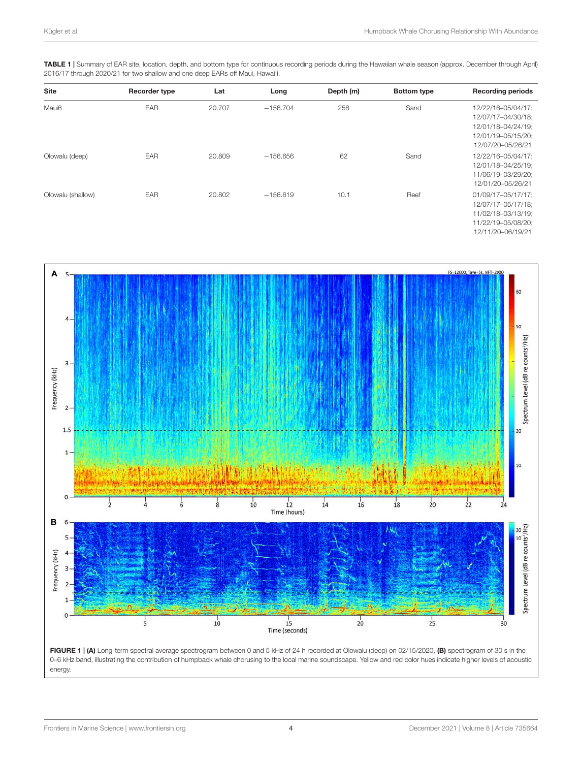**TABLE 1** | Summary of EAR site, location, depth, and bottom type for continuous recording periods during the Hawaiian whale season (approx. December through April) 2016/17 through 2020/21 for two shallow and one deep EARs off Maui, Hawai'i.

| Site | Recorder type | Lat | Long | Depth (m) | Bottom type | Recording periods |
|---|---|---|---|---|---|---|
| Maui6 | EAR | 20.707 | −156.704 | 258 | Sand | 12/22/16–05/04/17; 12/07/17–04/30/18; 12/01/18–04/24/19; 12/01/19–05/15/20; 12/07/20–05/26/21 |
| Olowalu (deep) | EAR | 20.809 | −156.656 | 62 | Sand | 12/22/16–05/04/17; 12/01/18–04/25/19; 11/06/19–03/29/20; 12/01/20–05/26/21 |
| Olowalu (shallow) | EAR | 20.802 | −156.619 | 10.1 | Reef | 01/09/17–05/17/17; 12/07/17–05/17/18; 11/02/18–03/13/19; 11/22/19–05/08/20; 12/11/20–06/19/21 |

**FIGURE 1** | **(A)** Long-term spectral average spectrogram between 0 and 5 kHz of 24 h recorded at Olowalu (deep) on 02/15/2020, **(B)** spectrogram of 30 s in the 0–6 kHz band, illustrating the contribution of humpback whale chorusing to the local marine soundscape. Yellow and red color hues indicate higher levels of acoustic energy.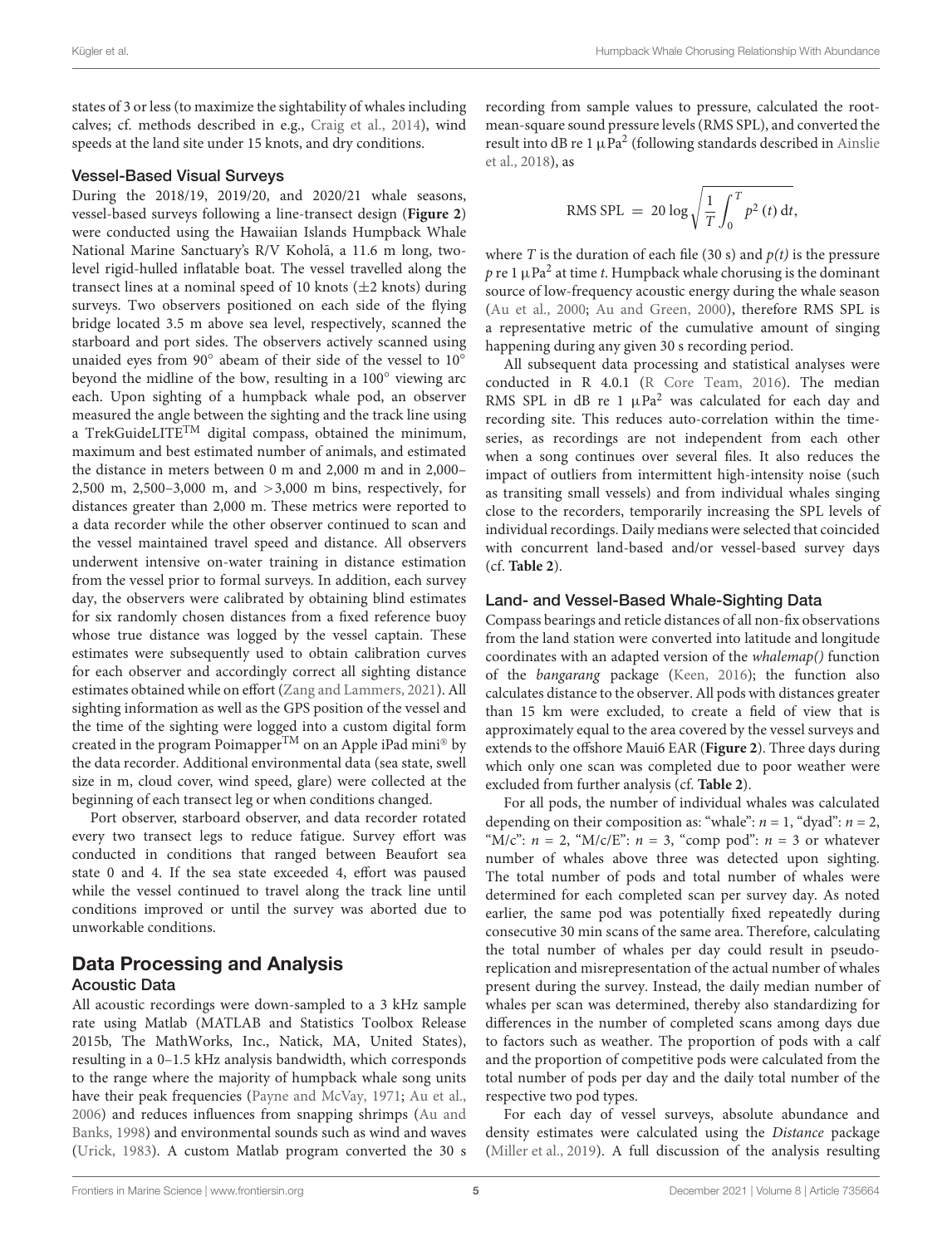states of 3 or less (to maximize the sightability of whales including calves; cf. methods described in e.g., Craig et al., 2014), wind speeds at the land site under 15 knots, and dry conditions.

### Vessel-Based Visual Surveys

During the 2018/19, 2019/20, and 2020/21 whale seasons, vessel-based surveys following a line-transect design (**Figure 2**) were conducted using the Hawaiian Islands Humpback Whale National Marine Sanctuary's R/V Koholā, a 11.6 m long, two-level rigid-hulled inflatable boat. The vessel travelled along the transect lines at a nominal speed of 10 knots (±2 knots) during surveys. Two observers positioned on each side of the flying bridge located 3.5 m above sea level, respectively, scanned the starboard and port sides. The observers actively scanned using unaided eyes from 90° abeam of their side of the vessel to 10° beyond the midline of the bow, resulting in a 100° viewing arc each. Upon sighting of a humpback whale pod, an observer measured the angle between the sighting and the track line using a TrekGuideLITE™ digital compass, obtained the minimum, maximum and best estimated number of animals, and estimated the distance in meters between 0 m and 2,000 m and in 2,000–2,500 m, 2,500–3,000 m, and >3,000 m bins, respectively, for distances greater than 2,000 m. These metrics were reported to a data recorder while the other observer continued to scan and the vessel maintained travel speed and distance. All observers underwent intensive on-water training in distance estimation from the vessel prior to formal surveys. In addition, each survey day, the observers were calibrated by obtaining blind estimates for six randomly chosen distances from a fixed reference buoy whose true distance was logged by the vessel captain. These estimates were subsequently used to obtain calibration curves for each observer and accordingly correct all sighting distance estimates obtained while on effort (Zang and Lammers, 2021). All sighting information as well as the GPS position of the vessel and the time of the sighting were logged into a custom digital form created in the program Poimapper™ on an Apple iPad mini® by the data recorder. Additional environmental data (sea state, swell size in m, cloud cover, wind speed, glare) were collected at the beginning of each transect leg or when conditions changed.

Port observer, starboard observer, and data recorder rotated every two transect legs to reduce fatigue. Survey effort was conducted in conditions that ranged between Beaufort sea state 0 and 4. If the sea state exceeded 4, effort was paused while the vessel continued to travel along the track line until conditions improved or until the survey was aborted due to unworkable conditions.

## Data Processing and Analysis

### Acoustic Data

All acoustic recordings were down-sampled to a 3 kHz sample rate using Matlab (MATLAB and Statistics Toolbox Release 2015b, The MathWorks, Inc., Natick, MA, United States), resulting in a 0–1.5 kHz analysis bandwidth, which corresponds to the range where the majority of humpback whale song units have their peak frequencies (Payne and McVay, 1971; Au et al., 2006) and reduces influences from snapping shrimps (Au and Banks, 1998) and environmental sounds such as wind and waves (Urick, 1983). A custom Matlab program converted the 30 s recording from sample values to pressure, calculated the root-mean-square sound pressure levels (RMS SPL), and converted the result into dB re 1 μPa² (following standards described in Ainslie et al., 2018), as

$$\text{RMS SPL} = 20 \log \sqrt{\frac{1}{T}\int_0^T p^2(t)\,dt},$$

where $T$ is the duration of each file (30 s) and $p(t)$ is the pressure $p$ re 1 μPa² at time $t$. Humpback whale chorusing is the dominant source of low-frequency acoustic energy during the whale season (Au et al., 2000; Au and Green, 2000), therefore RMS SPL is a representative metric of the cumulative amount of singing happening during any given 30 s recording period.

All subsequent data processing and statistical analyses were conducted in R 4.0.1 (R Core Team, 2016). The median RMS SPL in dB re 1 μPa² was calculated for each day and recording site. This reduces auto-correlation within the time-series, as recordings are not independent from each other when a song continues over several files. It also reduces the impact of outliers from intermittent high-intensity noise (such as transiting small vessels) and from individual whales singing close to the recorders, temporarily increasing the SPL levels of individual recordings. Daily medians were selected that coincided with concurrent land-based and/or vessel-based survey days (cf. **Table 2**).

### Land- and Vessel-Based Whale-Sighting Data

Compass bearings and reticle distances of all non-fix observations from the land station were converted into latitude and longitude coordinates with an adapted version of the *whalemap()* function of the *bangarang* package (Keen, 2016); the function also calculates distance to the observer. All pods with distances greater than 15 km were excluded, to create a field of view that is approximately equal to the area covered by the vessel surveys and extends to the offshore Maui6 EAR (**Figure 2**). Three days during which only one scan was completed due to poor weather were excluded from further analysis (cf. **Table 2**).

For all pods, the number of individual whales was calculated depending on their composition as: "whale": $n = 1$, "dyad": $n = 2$, "M/c": $n = 2$, "M/c/E": $n = 3$, "comp pod": $n = 3$ or whatever number of whales above three was detected upon sighting. The total number of pods and total number of whales were determined for each completed scan per survey day. As noted earlier, the same pod was potentially fixed repeatedly during consecutive 30 min scans of the same area. Therefore, calculating the total number of whales per day could result in pseudo-replication and misrepresentation of the actual number of whales present during the survey. Instead, the daily median number of whales per scan was determined, thereby also standardizing for differences in the number of completed scans among days due to factors such as weather. The proportion of pods with a calf and the proportion of competitive pods were calculated from the total number of pods per day and the daily total number of the respective two pod types.

For each day of vessel surveys, absolute abundance and density estimates were calculated using the *Distance* package (Miller et al., 2019). A full discussion of the analysis resulting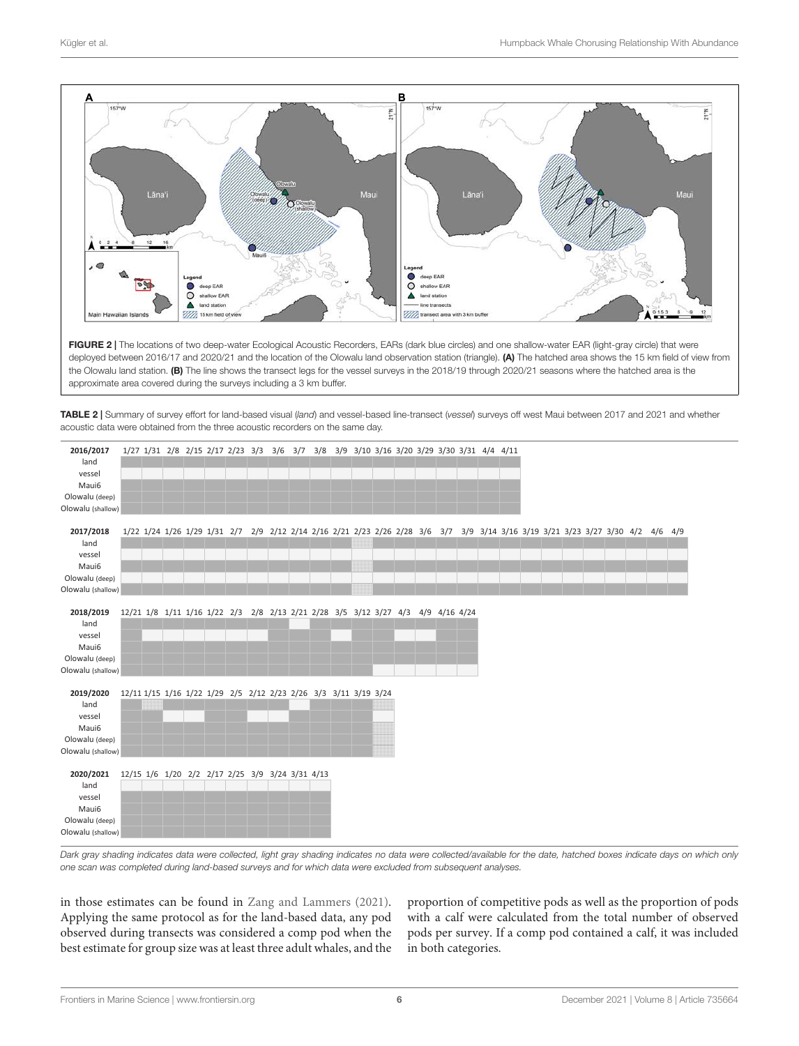FIGURE 2 | The locations of two deep-water Ecological Acoustic Recorders, EARs (dark blue circles) and one shallow-water EAR (light-gray circle) that were deployed between 2016/17 and 2020/21 and the location of the Olowalu land observation station (triangle). **(A)** The hatched area shows the 15 km field of view from the Olowalu land station. **(B)** The line shows the transect legs for the vessel surveys in the 2018/19 through 2020/21 seasons where the hatched area is the approximate area covered during the surveys including a 3 km buffer.

TABLE 2 | Summary of survey effort for land-based visual (*land*) and vessel-based line-transect (*vessel*) surveys off west Maui between 2017 and 2021 and whether acoustic data were obtained from the three acoustic recorders on the same day.

| 2016/2017 | 1/27 | 1/31 | 2/8 | 2/15 | 2/17 | 2/23 | 3/3 | 3/6 | 3/7 | 3/8 | 3/9 | 3/10 | 3/16 | 3/20 | 3/29 | 3/30 | 3/31 | 4/4 | 4/11 |
|---|---|---|---|---|---|---|---|---|---|---|---|---|---|---|---|---|---|---|---|
| land | | | | | | | | | | | | | | | | | | | |
| vessel | | | | | | | | | | | | | | | | | | | |
| Maui6 | | | | | | | | | | | | | | | | | | | |
| Olowalu (deep) | | | | | | | | | | | | | | | | | | | |
| Olowalu (shallow) | | | | | | | | | | | | | | | | | | | |

| 2017/2018 | 1/22 | 1/24 | 1/26 | 1/29 | 1/31 | 2/7 | 2/9 | 2/12 | 2/14 | 2/16 | 2/21 | 2/23 | 2/26 | 2/28 | 3/6 | 3/7 | 3/9 | 3/14 | 3/16 | 3/19 | 3/21 | 3/23 | 3/27 | 3/30 | 4/2 | 4/6 | 4/9 |
|---|---|---|---|---|---|---|---|---|---|---|---|---|---|---|---|---|---|---|---|---|---|---|---|---|---|---|---|
| land | | | | | | | | | | | | | | | | | | | | | | | | | | | |
| vessel | | | | | | | | | | | | | | | | | | | | | | | | | | | |
| Maui6 | | | | | | | | | | | | | | | | | | | | | | | | | | | |
| Olowalu (deep) | | | | | | | | | | | | | | | | | | | | | | | | | | | |
| Olowalu (shallow) | | | | | | | | | | | | | | | | | | | | | | | | | | | |

| 2018/2019 | 12/21 | 1/8 | 1/11 | 1/16 | 1/22 | 2/3 | 2/8 | 2/13 | 2/21 | 2/28 | 3/5 | 3/12 | 3/27 | 4/3 | 4/9 | 4/16 | 4/24 |
|---|---|---|---|---|---|---|---|---|---|---|---|---|---|---|---|---|---|
| land | | | | | | | | | | | | | | | | | |
| vessel | | | | | | | | | | | | | | | | | |
| Maui6 | | | | | | | | | | | | | | | | | |
| Olowalu (deep) | | | | | | | | | | | | | | | | | |
| Olowalu (shallow) | | | | | | | | | | | | | | | | | |

| 2019/2020 | 12/11 | 1/15 | 1/16 | 1/22 | 1/29 | 2/5 | 2/12 | 2/23 | 2/26 | 3/3 | 3/11 | 3/19 | 3/24 |
|---|---|---|---|---|---|---|---|---|---|---|---|---|---|
| land | | | | | | | | | | | | | |
| vessel | | | | | | | | | | | | | |
| Maui6 | | | | | | | | | | | | | |
| Olowalu (deep) | | | | | | | | | | | | | |
| Olowalu (shallow) | | | | | | | | | | | | | |

| 2020/2021 | 12/15 | 1/6 | 1/20 | 2/2 | 2/17 | 2/25 | 3/9 | 3/24 | 3/31 | 4/13 |
|---|---|---|---|---|---|---|---|---|---|---|
| land | | | | | | | | | | |
| vessel | | | | | | | | | | |
| Maui6 | | | | | | | | | | |
| Olowalu (deep) | | | | | | | | | | |
| Olowalu (shallow) | | | | | | | | | | |

*Dark gray shading indicates data were collected, light gray shading indicates no data were collected/available for the date, hatched boxes indicate days on which only one scan was completed during land-based surveys and for which data were excluded from subsequent analyses.*

in those estimates can be found in Zang and Lammers (2021). Applying the same protocol as for the land-based data, any pod observed during transects was considered a comp pod when the best estimate for group size was at least three adult whales, and the proportion of competitive pods as well as the proportion of pods with a calf were calculated from the total number of observed pods per survey. If a comp pod contained a calf, it was included in both categories.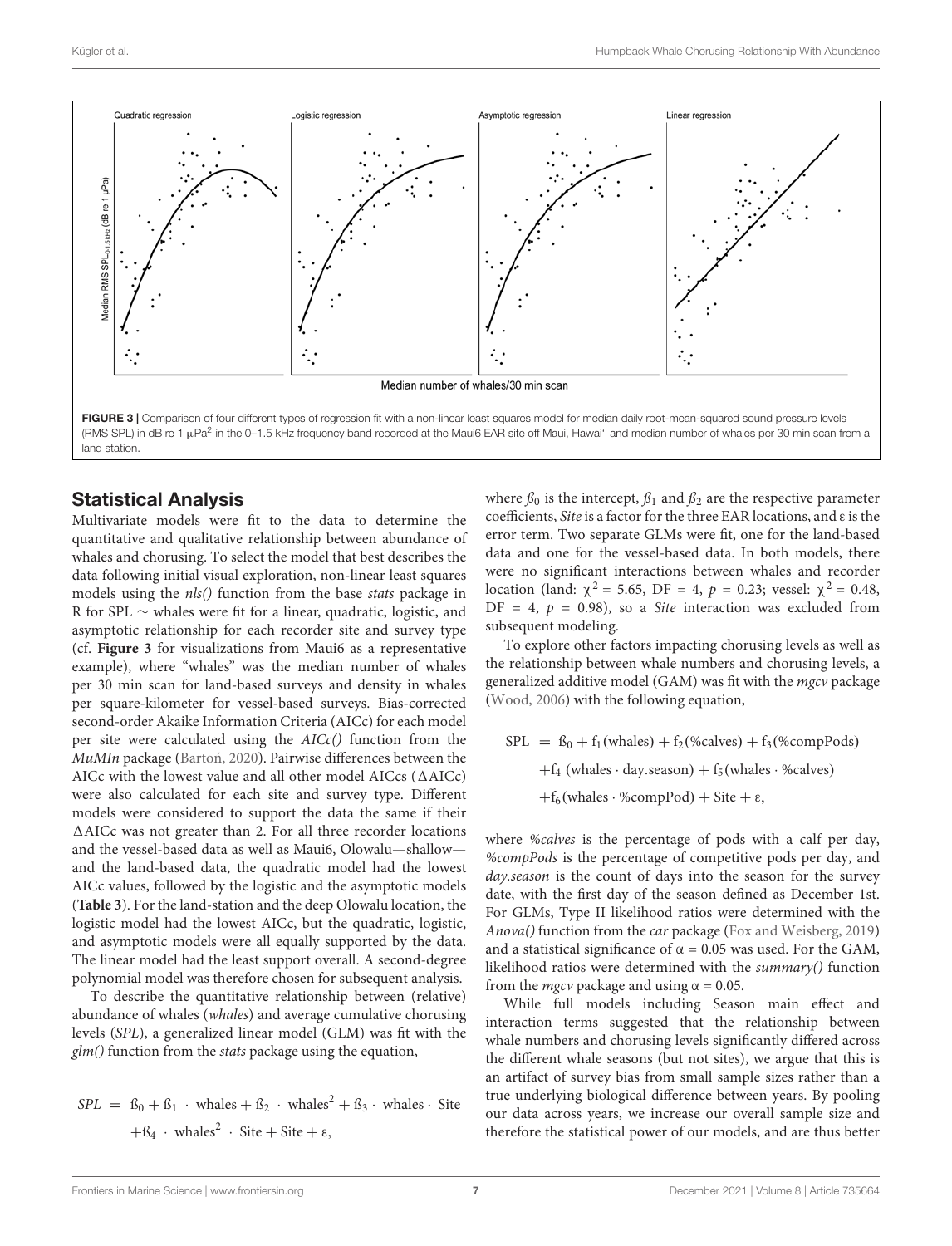FIGURE 3 | Comparison of four different types of regression fit with a non-linear least squares model for median daily root-mean-squared sound pressure levels (RMS SPL) in dB re 1 μPa$^2$ in the 0–1.5 kHz frequency band recorded at the Maui6 EAR site off Maui, Hawai'i and median number of whales per 30 min scan from a land station.

## Statistical Analysis

Multivariate models were fit to the data to determine the quantitative and qualitative relationship between abundance of whales and chorusing. To select the model that best describes the data following initial visual exploration, non-linear least squares models using the *nls()* function from the base *stats* package in R for SPL ∼ whales were fit for a linear, quadratic, logistic, and asymptotic relationship for each recorder site and survey type (cf. **Figure 3** for visualizations from Maui6 as a representative example), where "whales" was the median number of whales per 30 min scan for land-based surveys and density in whales per square-kilometer for vessel-based surveys. Bias-corrected second-order Akaike Information Criteria (AICc) for each model per site were calculated using the *AICc()* function from the *MuMIn* package (Bartoń, 2020). Pairwise differences between the AICc with the lowest value and all other model AICcs (ΔAICc) were also calculated for each site and survey type. Different models were considered to support the data the same if their ΔAICc was not greater than 2. For all three recorder locations and the vessel-based data as well as Maui6, Olowalu—shallow—and the land-based data, the quadratic model had the lowest AICc values, followed by the logistic and the asymptotic models (**Table 3**). For the land-station and the deep Olowalu location, the logistic model had the lowest AICc, but the quadratic, logistic, and asymptotic models were all equally supported by the data. The linear model had the least support overall. A second-degree polynomial model was therefore chosen for subsequent analysis.

To describe the quantitative relationship between (relative) abundance of whales (*whales*) and average cumulative chorusing levels (*SPL*), a generalized linear model (GLM) was fit with the *glm()* function from the *stats* package using the equation,

$$SPL = ß_0 + ß_1 \cdot \text{whales} + ß_2 \cdot \text{whales}^2 + ß_3 \cdot \text{whales} \cdot \text{Site} + ß_4 \cdot \text{whales}^2 \cdot \text{Site} + \text{Site} + \varepsilon,$$

where $ß_0$ is the intercept, $ß_1$ and $ß_2$ are the respective parameter coefficients, *Site* is a factor for the three EAR locations, and ε is the error term. Two separate GLMs were fit, one for the land-based data and one for the vessel-based data. In both models, there were no significant interactions between whales and recorder location (land: $\chi^2 = 5.65$, DF = 4, $p = 0.23$; vessel: $\chi^2 = 0.48$, DF = 4, $p = 0.98$), so a *Site* interaction was excluded from subsequent modeling.

To explore other factors impacting chorusing levels as well as the relationship between whale numbers and chorusing levels, a generalized additive model (GAM) was fit with the *mgcv* package (Wood, 2006) with the following equation,

$$\begin{aligned} \text{SPL} = \; & ß_0 + f_1(\text{whales}) + f_2(\%\text{calves}) + f_3(\%\text{compPods}) \\ & + f_4(\text{whales} \cdot \text{day.season}) + f_5(\text{whales} \cdot \%\text{calves}) \\ & + f_6(\text{whales} \cdot \%\text{compPod}) + \text{Site} + \varepsilon, \end{aligned}$$

where *%calves* is the percentage of pods with a calf per day, *%compPods* is the percentage of competitive pods per day, and *day.season* is the count of days into the season for the survey date, with the first day of the season defined as December 1st. For GLMs, Type II likelihood ratios were determined with the *Anova()* function from the *car* package (Fox and Weisberg, 2019) and a statistical significance of $\alpha = 0.05$ was used. For the GAM, likelihood ratios were determined with the *summary()* function from the *mgcv* package and using $\alpha = 0.05$.

While full models including Season main effect and interaction terms suggested that the relationship between whale numbers and chorusing levels significantly differed across the different whale seasons (but not sites), we argue that this is an artifact of survey bias from small sample sizes rather than a true underlying biological difference between years. By pooling our data across years, we increase our overall sample size and therefore the statistical power of our models, and are thus better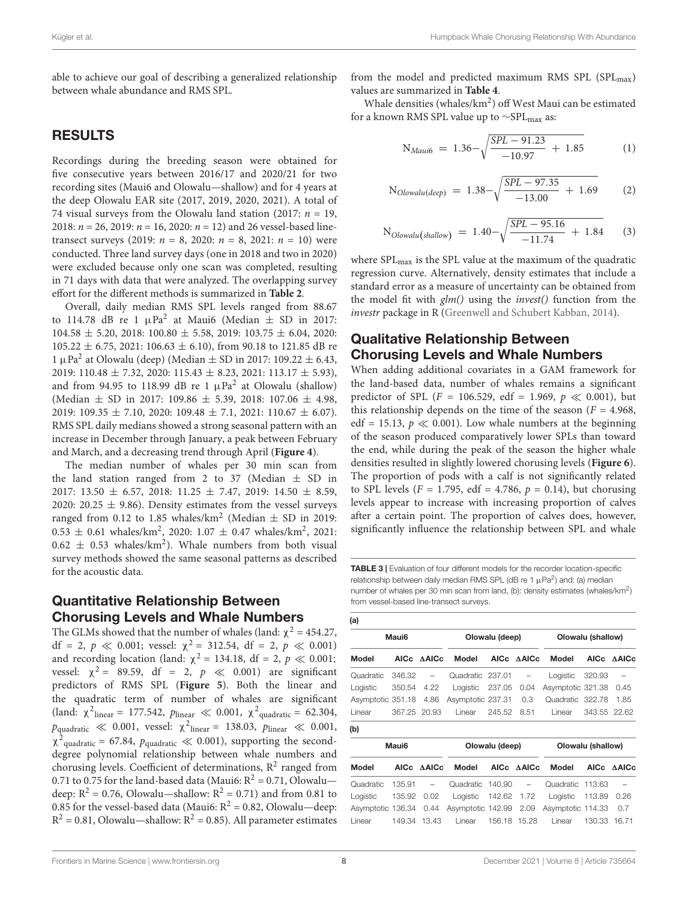able to achieve our goal of describing a generalized relationship between whale abundance and RMS SPL.

## RESULTS

Recordings during the breeding season were obtained for five consecutive years between 2016/17 and 2020/21 for two recording sites (Maui6 and Olowalu—shallow) and for 4 years at the deep Olowalu EAR site (2017, 2019, 2020, 2021). A total of 74 visual surveys from the Olowalu land station (2017: $n = 19$, 2018: $n = 26$, 2019: $n = 16$, 2020: $n = 12$) and 26 vessel-based line-transect surveys (2019: $n = 8$, 2020: $n = 8$, 2021: $n = 10$) were conducted. Three land survey days (one in 2018 and two in 2020) were excluded because only one scan was completed, resulting in 71 days with data that were analyzed. The overlapping survey effort for the different methods is summarized in **Table 2**.

Overall, daily median RMS SPL levels ranged from 88.67 to 114.78 dB re 1 $\mu$Pa$^2$ at Maui6 (Median $\pm$ SD in 2017: 104.58 $\pm$ 5.20, 2018: 100.80 $\pm$ 5.58, 2019: 103.75 $\pm$ 6.04, 2020: 105.22 $\pm$ 6.75, 2021: 106.63 $\pm$ 6.10), from 90.18 to 121.85 dB re 1 $\mu$Pa$^2$ at Olowalu (deep) (Median $\pm$ SD in 2017: 109.22 $\pm$ 6.43, 2019: 110.48 $\pm$ 7.32, 2020: 115.43 $\pm$ 8.23, 2021: 113.17 $\pm$ 5.93), and from 94.95 to 118.99 dB re 1 $\mu$Pa$^2$ at Olowalu (shallow) (Median $\pm$ SD in 2017: 109.86 $\pm$ 5.39, 2018: 107.06 $\pm$ 4.98, 2019: 109.35 $\pm$ 7.10, 2020: 109.48 $\pm$ 7.1, 2021: 110.67 $\pm$ 6.07). RMS SPL daily medians showed a strong seasonal pattern with an increase in December through January, a peak between February and March, and a decreasing trend through April (**Figure 4**).

The median number of whales per 30 min scan from the land station ranged from 2 to 37 (Median $\pm$ SD in 2017: 13.50 $\pm$ 6.57, 2018: 11.25 $\pm$ 7.47, 2019: 14.50 $\pm$ 8.59, 2020: 20.25 $\pm$ 9.86). Density estimates from the vessel surveys ranged from 0.12 to 1.85 whales/km$^2$ (Median $\pm$ SD in 2019: 0.53 $\pm$ 0.61 whales/km$^2$, 2020: 1.07 $\pm$ 0.47 whales/km$^2$, 2021: 0.62 $\pm$ 0.53 whales/km$^2$). Whale numbers from both visual survey methods showed the same seasonal patterns as described for the acoustic data.

### Quantitative Relationship Between Chorusing Levels and Whale Numbers

The GLMs showed that the number of whales (land: $\chi^2 = 454.27$, df = 2, $p \ll 0.001$; vessel: $\chi^2 = 312.54$, df = 2, $p \ll 0.001$) and recording location (land: $\chi^2 = 134.18$, df = 2, $p \ll 0.001$; vessel: $\chi^2 = 89.59$, df = 2, $p \ll 0.001$) are significant predictors of RMS SPL (**Figure 5**). Both the linear and the quadratic term of number of whales are significant (land: $\chi^2_{linear} = 177.542$, $p_{linear} \ll 0.001$, $\chi^2_{quadratic} = 62.304$, $p_{quadratic} \ll 0.001$, vessel: $\chi^2_{linear} = 138.03$, $p_{linear} \ll 0.001$, $\chi^2_{quadratic} = 67.84$, $p_{quadratic} \ll 0.001$), supporting the second-degree polynomial relationship between whale numbers and chorusing levels. Coefficient of determinations, $R^2$ ranged from 0.71 to 0.75 for the land-based data (Maui6: $R^2 = 0.71$, Olowalu—deep: $R^2 = 0.76$, Olowalu—shallow: $R^2 = 0.71$) and from 0.81 to 0.85 for the vessel-based data (Maui6: $R^2 = 0.82$, Olowalu—deep: $R^2 = 0.81$, Olowalu—shallow: $R^2 = 0.85$). All parameter estimates from the model and predicted maximum RMS SPL ($SPL_{max}$) values are summarized in **Table 4**.

Whale densities (whales/km$^2$) off West Maui can be estimated for a known RMS SPL value up to ~$SPL_{max}$ as:

$$N_{Maui6} = 1.36 - \sqrt{\frac{SPL - 91.23}{-10.97} + 1.85} \quad (1)$$

$$N_{Olowalu(deep)} = 1.38 - \sqrt{\frac{SPL - 97.35}{-13.00} + 1.69} \quad (2)$$

$$N_{Olowalu(shallow)} = 1.40 - \sqrt{\frac{SPL - 95.16}{-11.74} + 1.84} \quad (3)$$

where $SPL_{max}$ is the SPL value at the maximum of the quadratic regression curve. Alternatively, density estimates that include a standard error as a measure of uncertainty can be obtained from the model fit with *glm()* using the *invest()* function from the *investr* package in R (Greenwell and Schubert Kabban, 2014).

### Qualitative Relationship Between Chorusing Levels and Whale Numbers

When adding additional covariates in a GAM framework for the land-based data, number of whales remains a significant predictor of SPL ($F = 106.529$, edf = 1.969, $p \ll 0.001$), but this relationship depends on the time of the season ($F = 4.968$, edf = 15.13, $p \ll 0.001$). Low whale numbers at the beginning of the season produced comparatively lower SPLs than toward the end, while during the peak of the season the higher whale densities resulted in slightly lowered chorusing levels (**Figure 6**). The proportion of pods with a calf is not significantly related to SPL levels ($F = 1.795$, edf = 4.786, $p = 0.14$), but chorusing levels appear to increase with increasing proportion of calves after a certain point. The proportion of calves does, however, significantly influence the relationship between SPL and whale

**TABLE 3** | Evaluation of four different models for the recorder location-specific relationship between daily median RMS SPL (dB re 1 $\mu$Pa$^2$) and: (a) median number of whales per 30 min scan from land, (b): density estimates (whales/km$^2$) from vessel-based line-transect surveys.

**(a)**

| Maui6 | | | Olowalu (deep) | | | Olowalu (shallow) | | |
|---|---|---|---|---|---|---|---|---|
| **Model** | **AICc** | **ΔAICc** | **Model** | **AICc** | **ΔAICc** | **Model** | **AICc** | **ΔAICc** |
| Quadratic | 346.32 | – | Quadratic | 237.01 | – | Logistic | 320.93 | – |
| Logistic | 350.54 | 4.22 | Logistic | 237.05 | 0.04 | Asymptotic | 321.38 | 0.45 |
| Asymptotic | 351.18 | 4.86 | Asymptotic | 237.31 | 0.3 | Quadratic | 322.78 | 1.85 |
| Linear | 367.25 | 20.93 | Linear | 245.52 | 8.51 | Linear | 343.55 | 22.62 |

**(b)**

| Maui6 | | | Olowalu (deep) | | | Olowalu (shallow) | | |
|---|---|---|---|---|---|---|---|---|
| **Model** | **AICc** | **ΔAICc** | **Model** | **AICc** | **ΔAICc** | **Model** | **AICc** | **ΔAICc** |
| Quadratic | 135.91 | – | Quadratic | 140.90 | – | Quadratic | 113.63 | – |
| Logistic | 135.92 | 0.02 | Logistic | 142.62 | 1.72 | Logistic | 113.89 | 0.26 |
| Asymptotic | 136.34 | 0.44 | Asymptotic | 142.99 | 2.09 | Asymptotic | 114.33 | 0.7 |
| Linear | 149.34 | 13.43 | Linear | 156.18 | 15.28 | Linear | 130.33 | 16.71 |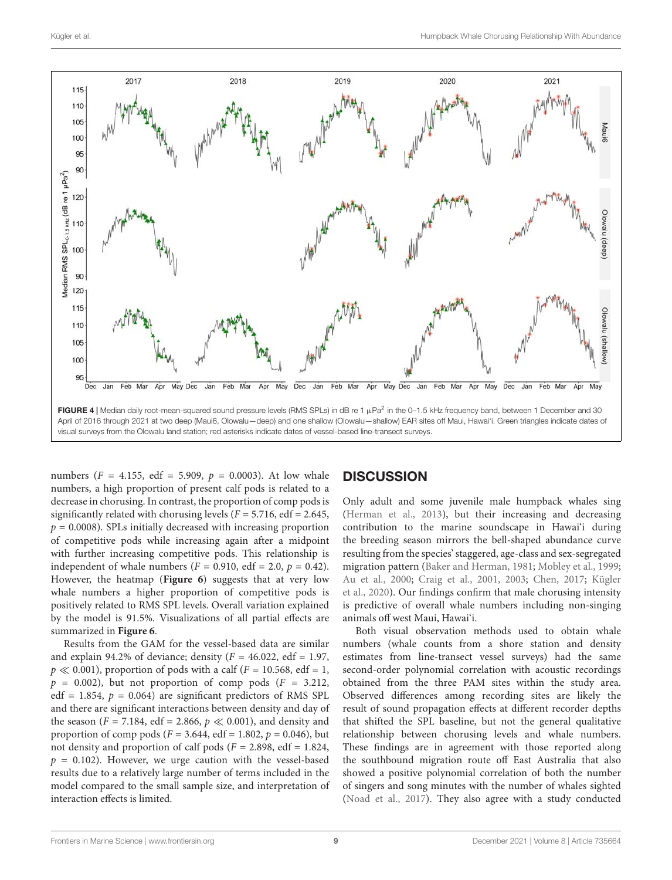**FIGURE 4 |** Median daily root-mean-squared sound pressure levels (RMS SPLs) in dB re 1 μPa$^2$ in the 0–1.5 kHz frequency band, between 1 December and 30 April of 2016 through 2021 at two deep (Maui6, Olowalu—deep) and one shallow (Olowalu—shallow) EAR sites off Maui, Hawai'i. Green triangles indicate dates of visual surveys from the Olowalu land station; red asterisks indicate dates of vessel-based line-transect surveys.

numbers ($F = 4.155$, edf = 5.909, $p = 0.0003$). At low whale numbers, a high proportion of present calf pods is related to a decrease in chorusing. In contrast, the proportion of comp pods is significantly related with chorusing levels ($F = 5.716$, edf = 2.645, $p = 0.0008$). SPLs initially decreased with increasing proportion of competitive pods while increasing again after a midpoint with further increasing competitive pods. This relationship is independent of whale numbers ($F = 0.910$, edf = 2.0, $p = 0.42$). However, the heatmap (**Figure 6**) suggests that at very low whale numbers a higher proportion of competitive pods is positively related to RMS SPL levels. Overall variation explained by the model is 91.5%. Visualizations of all partial effects are summarized in **Figure 6**.

Results from the GAM for the vessel-based data are similar and explain 94.2% of deviance; density ($F = 46.022$, edf = 1.97, $p \ll 0.001$), proportion of pods with a calf ($F = 10.568$, edf = 1, $p = 0.002$), but not proportion of comp pods ($F = 3.212$, edf = 1.854, $p = 0.064$) are significant predictors of RMS SPL and there are significant interactions between density and day of the season ($F = 7.184$, edf = 2.866, $p \ll 0.001$), and density and proportion of comp pods ($F = 3.644$, edf = 1.802, $p = 0.046$), but not density and proportion of calf pods ($F = 2.898$, edf = 1.824, $p = 0.102$). However, we urge caution with the vessel-based results due to a relatively large number of terms included in the model compared to the small sample size, and interpretation of interaction effects is limited.

## DISCUSSION

Only adult and some juvenile male humpback whales sing (Herman et al., 2013), but their increasing and decreasing contribution to the marine soundscape in Hawai'i during the breeding season mirrors the bell-shaped abundance curve resulting from the species' staggered, age-class and sex-segregated migration pattern (Baker and Herman, 1981; Mobley et al., 1999; Au et al., 2000; Craig et al., 2001, 2003; Chen, 2017; Kügler et al., 2020). Our findings confirm that male chorusing intensity is predictive of overall whale numbers including non-singing animals off west Maui, Hawai'i.

Both visual observation methods used to obtain whale numbers (whale counts from a shore station and density estimates from line-transect vessel surveys) had the same second-order polynomial correlation with acoustic recordings obtained from the three PAM sites within the study area. Observed differences among recording sites are likely the result of sound propagation effects at different recorder depths that shifted the SPL baseline, but not the general qualitative relationship between chorusing levels and whale numbers. These findings are in agreement with those reported along the southbound migration route off East Australia that also showed a positive polynomial correlation of both the number of singers and song minutes with the number of whales sighted (Noad et al., 2017). They also agree with a study conducted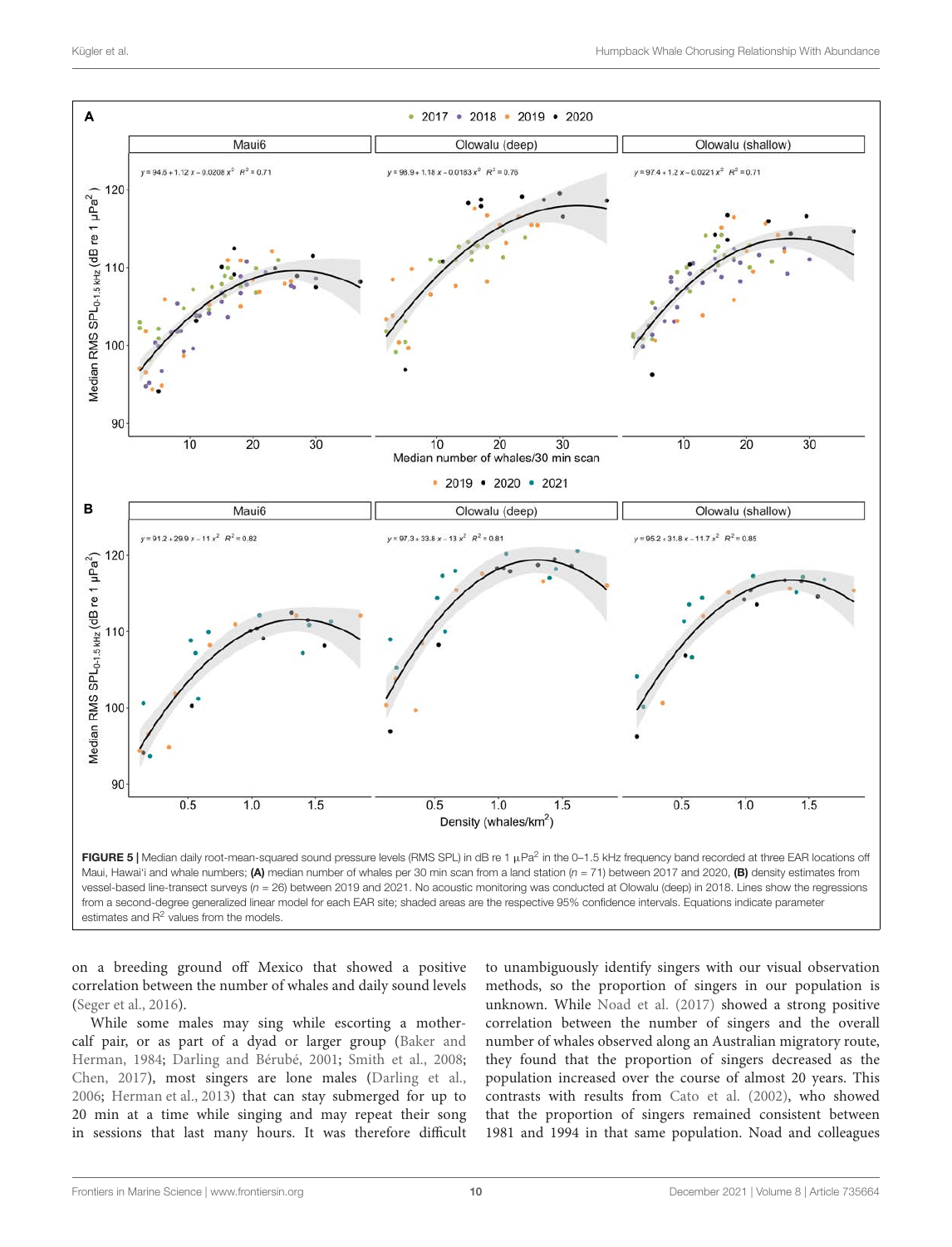**FIGURE 5 |** Median daily root-mean-squared sound pressure levels (RMS SPL) in dB re 1 μPa$^2$ in the 0–1.5 kHz frequency band recorded at three EAR locations off Maui, Hawai'i and whale numbers; **(A)** median number of whales per 30 min scan from a land station ($n$ = 71) between 2017 and 2020, **(B)** density estimates from vessel-based line-transect surveys ($n$ = 26) between 2019 and 2021. No acoustic monitoring was conducted at Olowalu (deep) in 2018. Lines show the regressions from a second-degree generalized linear model for each EAR site; shaded areas are the respective 95% confidence intervals. Equations indicate parameter estimates and $R^2$ values from the models.

on a breeding ground off Mexico that showed a positive correlation between the number of whales and daily sound levels (Seger et al., 2016).

While some males may sing while escorting a mother-calf pair, or as part of a dyad or larger group (Baker and Herman, 1984; Darling and Bérubé, 2001; Smith et al., 2008; Chen, 2017), most singers are lone males (Darling et al., 2006; Herman et al., 2013) that can stay submerged for up to 20 min at a time while singing and may repeat their song in sessions that last many hours. It was therefore difficult to unambiguously identify singers with our visual observation methods, so the proportion of singers in our population is unknown. While Noad et al. (2017) showed a strong positive correlation between the number of singers and the overall number of whales observed along an Australian migratory route, they found that the proportion of singers decreased as the population increased over the course of almost 20 years. This contrasts with results from Cato et al. (2002), who showed that the proportion of singers remained consistent between 1981 and 1994 in that same population. Noad and colleagues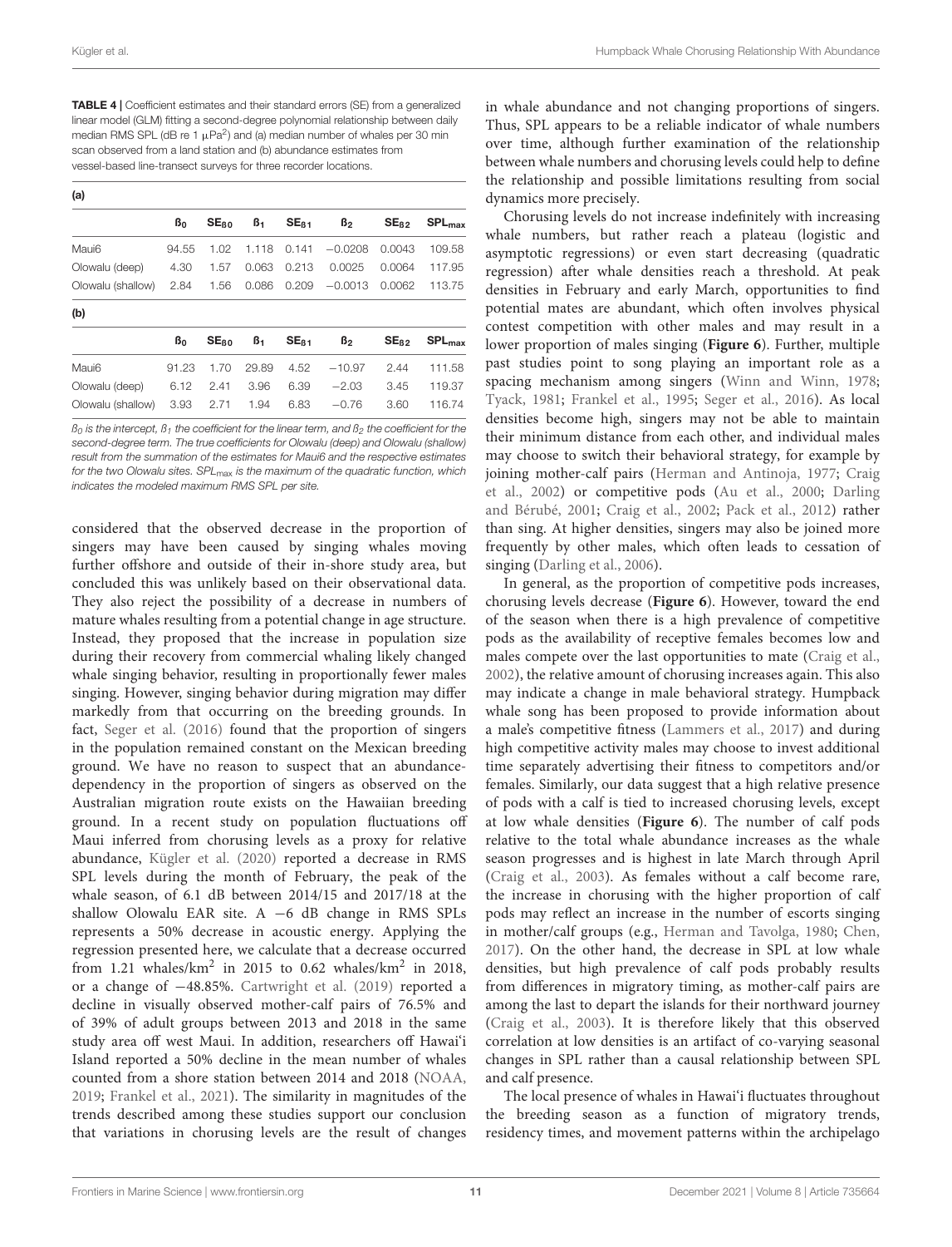**TABLE 4 |** Coefficient estimates and their standard errors (SE) from a generalized linear model (GLM) fitting a second-degree polynomial relationship between daily median RMS SPL (dB re 1 μPa$^2$) and (a) median number of whales per 30 min scan observed from a land station and (b) abundance estimates from vessel-based line-transect surveys for three recorder locations.

**(a)**

| | $ß_0$ | $SE_{ß0}$ | $ß_1$ | $SE_{ß1}$ | $ß_2$ | $SE_{ß2}$ | $SPL_{max}$ |
|---|---|---|---|---|---|---|---|
| Maui6 | 94.55 | 1.02 | 1.118 | 0.141 | −0.0208 | 0.0043 | 109.58 |
| Olowalu (deep) | 4.30 | 1.57 | 0.063 | 0.213 | 0.0025 | 0.0064 | 117.95 |
| Olowalu (shallow) | 2.84 | 1.56 | 0.086 | 0.209 | −0.0013 | 0.0062 | 113.75 |

**(b)**

| | $ß_0$ | $SE_{ß0}$ | $ß_1$ | $SE_{ß1}$ | $ß_2$ | $SE_{ß2}$ | $SPL_{max}$ |
|---|---|---|---|---|---|---|---|
| Maui6 | 91.23 | 1.70 | 29.89 | 4.52 | −10.97 | 2.44 | 111.58 |
| Olowalu (deep) | 6.12 | 2.41 | 3.96 | 6.39 | −2.03 | 3.45 | 119.37 |
| Olowalu (shallow) | 3.93 | 2.71 | 1.94 | 6.83 | −0.76 | 3.60 | 116.74 |

*$ß_0$ is the intercept, $ß_1$ the coefficient for the linear term, and $ß_2$ the coefficient for the second-degree term. The true coefficients for Olowalu (deep) and Olowalu (shallow) result from the summation of the estimates for Maui6 and the respective estimates for the two Olowalu sites. $SPL_{max}$ is the maximum of the quadratic function, which indicates the modeled maximum RMS SPL per site.*

considered that the observed decrease in the proportion of singers may have been caused by singing whales moving further offshore and outside of their in-shore study area, but concluded this was unlikely based on their observational data. They also reject the possibility of a decrease in numbers of mature whales resulting from a potential change in age structure. Instead, they proposed that the increase in population size during their recovery from commercial whaling likely changed whale singing behavior, resulting in proportionally fewer males singing. However, singing behavior during migration may differ markedly from that occurring on the breeding grounds. In fact, Seger et al. (2016) found that the proportion of singers in the population remained constant on the Mexican breeding ground. We have no reason to suspect that an abundance-dependency in the proportion of singers as observed on the Australian migration route exists on the Hawaiian breeding ground. In a recent study on population fluctuations off Maui inferred from chorusing levels as a proxy for relative abundance, Kügler et al. (2020) reported a decrease in RMS SPL levels during the month of February, the peak of the whale season, of 6.1 dB between 2014/15 and 2017/18 at the shallow Olowalu EAR site. A −6 dB change in RMS SPLs represents a 50% decrease in acoustic energy. Applying the regression presented here, we calculate that a decrease occurred from 1.21 whales/km$^2$ in 2015 to 0.62 whales/km$^2$ in 2018, or a change of −48.85%. Cartwright et al. (2019) reported a decline in visually observed mother-calf pairs of 76.5% and of 39% of adult groups between 2013 and 2018 in the same study area off west Maui. In addition, researchers off Hawai'i Island reported a 50% decline in the mean number of whales counted from a shore station between 2014 and 2018 (NOAA, 2019; Frankel et al., 2021). The similarity in magnitudes of the trends described among these studies support our conclusion that variations in chorusing levels are the result of changes in whale abundance and not changing proportions of singers. Thus, SPL appears to be a reliable indicator of whale numbers over time, although further examination of the relationship between whale numbers and chorusing levels could help to define the relationship and possible limitations resulting from social dynamics more precisely.

Chorusing levels do not increase indefinitely with increasing whale numbers, but rather reach a plateau (logistic and asymptotic regressions) or even start decreasing (quadratic regression) after whale densities reach a threshold. At peak densities in February and early March, opportunities to find potential mates are abundant, which often involves physical contest competition with other males and may result in a lower proportion of males singing (**Figure 6**). Further, multiple past studies point to song playing an important role as a spacing mechanism among singers (Winn and Winn, 1978; Tyack, 1981; Frankel et al., 1995; Seger et al., 2016). As local densities become high, singers may not be able to maintain their minimum distance from each other, and individual males may choose to switch their behavioral strategy, for example by joining mother-calf pairs (Herman and Antinoja, 1977; Craig et al., 2002) or competitive pods (Au et al., 2000; Darling and Bérubé, 2001; Craig et al., 2002; Pack et al., 2012) rather than sing. At higher densities, singers may also be joined more frequently by other males, which often leads to cessation of singing (Darling et al., 2006).

In general, as the proportion of competitive pods increases, chorusing levels decrease (**Figure 6**). However, toward the end of the season when there is a high prevalence of competitive pods as the availability of receptive females becomes low and males compete over the last opportunities to mate (Craig et al., 2002), the relative amount of chorusing increases again. This also may indicate a change in male behavioral strategy. Humpback whale song has been proposed to provide information about a male's competitive fitness (Lammers et al., 2017) and during high competitive activity males may choose to invest additional time separately advertising their fitness to competitors and/or females. Similarly, our data suggest that a high relative presence of pods with a calf is tied to increased chorusing levels, except at low whale densities (**Figure 6**). The number of calf pods relative to the total whale abundance increases as the whale season progresses and is highest in late March through April (Craig et al., 2003). As females without a calf become rare, the increase in chorusing with the higher proportion of calf pods may reflect an increase in the number of escorts singing in mother/calf groups (e.g., Herman and Tavolga, 1980; Chen, 2017). On the other hand, the decrease in SPL at low whale densities, but high prevalence of calf pods probably results from differences in migratory timing, as mother-calf pairs are among the last to depart the islands for their northward journey (Craig et al., 2003). It is therefore likely that this observed correlation at low densities is an artifact of co-varying seasonal changes in SPL rather than a causal relationship between SPL and calf presence.

The local presence of whales in Hawai'i fluctuates throughout the breeding season as a function of migratory trends, residency times, and movement patterns within the archipelago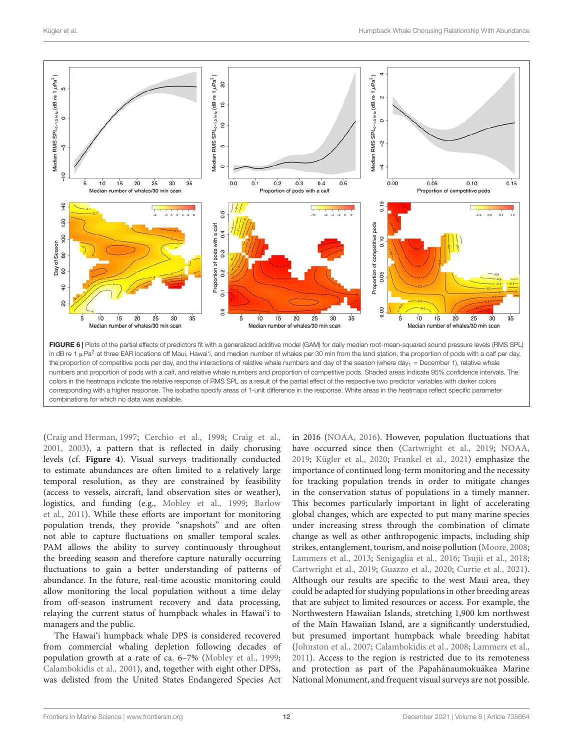**FIGURE 6 |** Plots of the partial effects of predictors fit with a generalized additive model (GAM) for daily median root-mean-squared sound pressure levels (RMS SPL) in dB re 1 μPa$^2$ at three EAR locations off Maui, Hawai'i, and median number of whales per 30 min from the land station, the proportion of pods with a calf per day, the proportion of competitive pods per day, and the interactions of relative whale numbers and day of the season (where day$_1$ = December 1), relative whale numbers and proportion of pods with a calf, and relative whale numbers and proportion of competitive pods. Shaded areas indicate 95% confidence intervals. The colors in the heatmaps indicate the relative response of RMS SPL as a result of the partial effect of the respective two predictor variables with darker colors corresponding with a higher response. The isobaths specify areas of 1-unit difference in the response. White areas in the heatmaps reflect specific parameter combinations for which no data was available.

(Craig and Herman, 1997; Cerchio et al., 1998; Craig et al., 2001, 2003), a pattern that is reflected in daily chorusing levels (cf. **Figure 4**). Visual surveys traditionally conducted to estimate abundances are often limited to a relatively large temporal resolution, as they are constrained by feasibility (access to vessels, aircraft, land observation sites or weather), logistics, and funding (e.g., Mobley et al., 1999; Barlow et al., 2011). While these efforts are important for monitoring population trends, they provide "snapshots" and are often not able to capture fluctuations on smaller temporal scales. PAM allows the ability to survey continuously throughout the breeding season and therefore capture naturally occurring fluctuations to gain a better understanding of patterns of abundance. In the future, real-time acoustic monitoring could allow monitoring the local population without a time delay from off-season instrument recovery and data processing, relaying the current status of humpback whales in Hawai'i to managers and the public.

The Hawai'i humpback whale DPS is considered recovered from commercial whaling depletion following decades of population growth at a rate of ca. 6–7% (Mobley et al., 1999; Calambokidis et al., 2001), and, together with eight other DPSs, was delisted from the United States Endangered Species Act in 2016 (NOAA, 2016). However, population fluctuations that have occurred since then (Cartwright et al., 2019; NOAA, 2019; Kügler et al., 2020; Frankel et al., 2021) emphasize the importance of continued long-term monitoring and the necessity for tracking population trends in order to mitigate changes in the conservation status of populations in a timely manner. This becomes particularly important in light of accelerating global changes, which are expected to put many marine species under increasing stress through the combination of climate change as well as other anthropogenic impacts, including ship strikes, entanglement, tourism, and noise pollution (Moore, 2008; Lammers et al., 2013; Senigaglia et al., 2016; Tsujii et al., 2018; Cartwright et al., 2019; Guazzo et al., 2020; Currie et al., 2021). Although our results are specific to the west Maui area, they could be adapted for studying populations in other breeding areas that are subject to limited resources or access. For example, the Northwestern Hawaiian Islands, stretching 1,900 km northwest of the Main Hawaiian Island, are a significantly understudied, but presumed important humpback whale breeding habitat (Johnston et al., 2007; Calambokidis et al., 2008; Lammers et al., 2011). Access to the region is restricted due to its remoteness and protection as part of the Papahānaumokuākea Marine National Monument, and frequent visual surveys are not possible.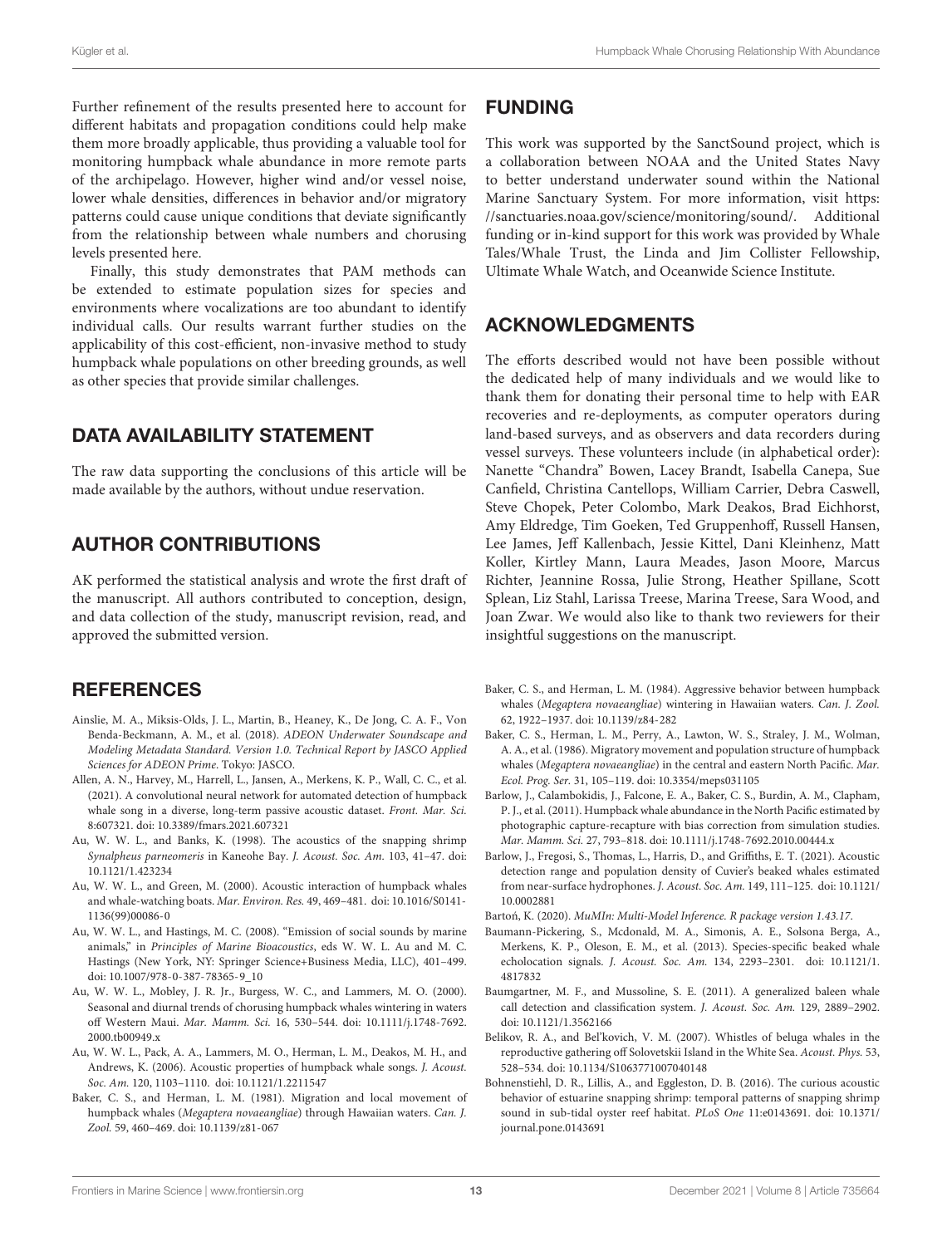Further refinement of the results presented here to account for different habitats and propagation conditions could help make them more broadly applicable, thus providing a valuable tool for monitoring humpback whale abundance in more remote parts of the archipelago. However, higher wind and/or vessel noise, lower whale densities, differences in behavior and/or migratory patterns could cause unique conditions that deviate significantly from the relationship between whale numbers and chorusing levels presented here.

Finally, this study demonstrates that PAM methods can be extended to estimate population sizes for species and environments where vocalizations are too abundant to identify individual calls. Our results warrant further studies on the applicability of this cost-efficient, non-invasive method to study humpback whale populations on other breeding grounds, as well as other species that provide similar challenges.

## DATA AVAILABILITY STATEMENT

The raw data supporting the conclusions of this article will be made available by the authors, without undue reservation.

## AUTHOR CONTRIBUTIONS

AK performed the statistical analysis and wrote the first draft of the manuscript. All authors contributed to conception, design, and data collection of the study, manuscript revision, read, and approved the submitted version.

## FUNDING

This work was supported by the SanctSound project, which is a collaboration between NOAA and the United States Navy to better understand underwater sound within the National Marine Sanctuary System. For more information, visit https://sanctuaries.noaa.gov/science/monitoring/sound/. Additional funding or in-kind support for this work was provided by Whale Tales/Whale Trust, the Linda and Jim Collister Fellowship, Ultimate Whale Watch, and Oceanwide Science Institute.

## ACKNOWLEDGMENTS

The efforts described would not have been possible without the dedicated help of many individuals and we would like to thank them for donating their personal time to help with EAR recoveries and re-deployments, as computer operators during land-based surveys, and as observers and data recorders during vessel surveys. These volunteers include (in alphabetical order): Nanette "Chandra" Bowen, Lacey Brandt, Isabella Canepa, Sue Canfield, Christina Cantellops, William Carrier, Debra Caswell, Steve Chopek, Peter Colombo, Mark Deakos, Brad Eichhorst, Amy Eldredge, Tim Goeken, Ted Gruppenhoff, Russell Hansen, Lee James, Jeff Kallenbach, Jessie Kittel, Dani Kleinhenz, Matt Koller, Kirtley Mann, Laura Meades, Jason Moore, Marcus Richter, Jeannine Rossa, Julie Strong, Heather Spillane, Scott Splean, Liz Stahl, Larissa Treese, Marina Treese, Sara Wood, and Joan Zwar. We would also like to thank two reviewers for their insightful suggestions on the manuscript.

## REFERENCES

Ainslie, M. A., Miksis-Olds, J. L., Martin, B., Heaney, K., De Jong, C. A. F., Von Benda-Beckmann, A. M., et al. (2018). *ADEON Underwater Soundscape and Modeling Metadata Standard. Version 1.0. Technical Report by JASCO Applied Sciences for ADEON Prime*. Tokyo: JASCO.

Allen, A. N., Harvey, M., Harrell, L., Jansen, A., Merkens, K. P., Wall, C. C., et al. (2021). A convolutional neural network for automated detection of humpback whale song in a diverse, long-term passive acoustic dataset. *Front. Mar. Sci.* 8:607321. doi: 10.3389/fmars.2021.607321

Au, W. W. L., and Banks, K. (1998). The acoustics of the snapping shrimp *Synalpheus parneomeris* in Kaneohe Bay. *J. Acoust. Soc. Am.* 103, 41–47. doi: 10.1121/1.423234

Au, W. W. L., and Green, M. (2000). Acoustic interaction of humpback whales and whale-watching boats. *Mar. Environ. Res.* 49, 469–481. doi: 10.1016/S0141-1136(99)00086-0

Au, W. W. L., and Hastings, M. C. (2008). "Emission of social sounds by marine animals," in *Principles of Marine Bioacoustics*, eds W. W. L. Au and M. C. Hastings (New York, NY: Springer Science+Business Media, LLC), 401–499. doi: 10.1007/978-0-387-78365-9_10

Au, W. W. L., Mobley, J. R. Jr., Burgess, W. C., and Lammers, M. O. (2000). Seasonal and diurnal trends of chorusing humpback whales wintering in waters off Western Maui. *Mar. Mamm. Sci.* 16, 530–544. doi: 10.1111/j.1748-7692.2000.tb00949.x

Au, W. W. L., Pack, A. A., Lammers, M. O., Herman, L. M., Deakos, M. H., and Andrews, K. (2006). Acoustic properties of humpback whale songs. *J. Acoust. Soc. Am.* 120, 1103–1110. doi: 10.1121/1.2211547

Baker, C. S., and Herman, L. M. (1981). Migration and local movement of humpback whales (*Megaptera novaeangliae*) through Hawaiian waters. *Can. J. Zool.* 59, 460–469. doi: 10.1139/z81-067

Baker, C. S., and Herman, L. M. (1984). Aggressive behavior between humpback whales (*Megaptera novaeangliae*) wintering in Hawaiian waters. *Can. J. Zool.* 62, 1922–1937. doi: 10.1139/z84-282

Baker, C. S., Herman, L. M., Perry, A., Lawton, W. S., Straley, J. M., Wolman, A. A., et al. (1986). Migratory movement and population structure of humpback whales (*Megaptera novaeangliae*) in the central and eastern North Pacific. *Mar. Ecol. Prog. Ser.* 31, 105–119. doi: 10.3354/meps031105

Barlow, J., Calambokidis, J., Falcone, E. A., Baker, C. S., Burdin, A. M., Clapham, P. J., et al. (2011). Humpback whale abundance in the North Pacific estimated by photographic capture-recapture with bias correction from simulation studies. *Mar. Mamm. Sci.* 27, 793–818. doi: 10.1111/j.1748-7692.2010.00444.x

Barlow, J., Fregosi, S., Thomas, L., Harris, D., and Griffiths, E. T. (2021). Acoustic detection range and population density of Cuvier's beaked whales estimated from near-surface hydrophones. *J. Acoust. Soc. Am.* 149, 111–125. doi: 10.1121/10.0002881

Bartoń, K. (2020). *MuMIn: Multi-Model Inference. R package version 1.43.17*.

Baumann-Pickering, S., Mcdonald, M. A., Simonis, A. E., Solsona Berga, A., Merkens, K. P., Oleson, E. M., et al. (2013). Species-specific beaked whale echolocation signals. *J. Acoust. Soc. Am.* 134, 2293–2301. doi: 10.1121/1.4817832

Baumgartner, M. F., and Mussoline, S. E. (2011). A generalized baleen whale call detection and classification system. *J. Acoust. Soc. Am.* 129, 2889–2902. doi: 10.1121/1.3562166

Belikov, R. A., and Bel'kovich, V. M. (2007). Whistles of beluga whales in the reproductive gathering off Solovetskii Island in the White Sea. *Acoust. Phys.* 53, 528–534. doi: 10.1134/S1063771007040148

Bohnenstiehl, D. R., Lillis, A., and Eggleston, D. B. (2016). The curious acoustic behavior of estuarine snapping shrimp: temporal patterns of snapping shrimp sound in sub-tidal oyster reef habitat. *PLoS One* 11:e0143691. doi: 10.1371/journal.pone.0143691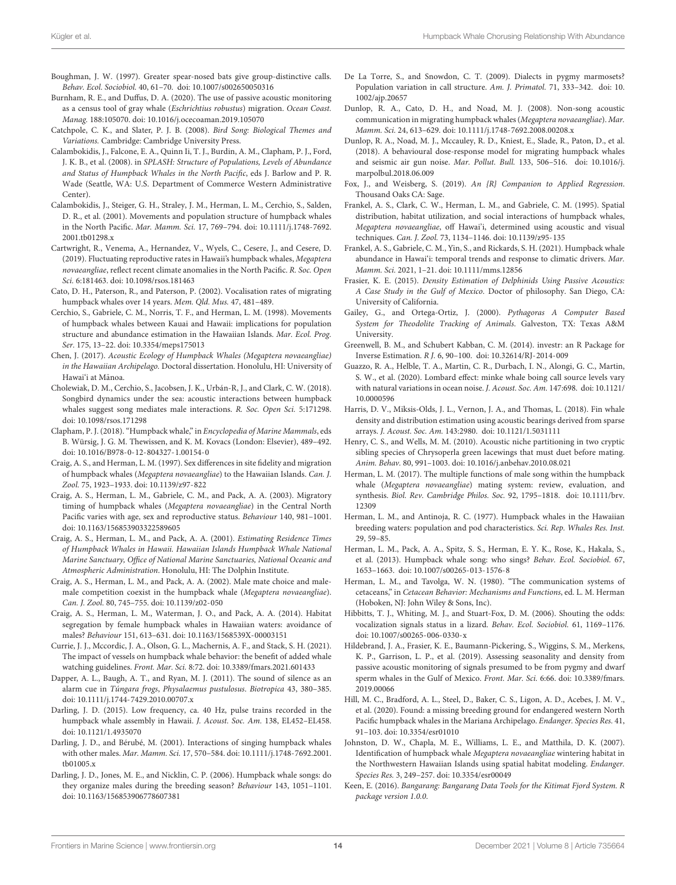Boughman, J. W. (1997). Greater spear-nosed bats give group-distinctive calls. *Behav. Ecol. Sociobiol.* 40, 61–70. doi: 10.1007/s002650050316

Burnham, R. E., and Duffus, D. A. (2020). The use of passive acoustic monitoring as a census tool of gray whale (*Eschrichtius robustus*) migration. *Ocean Coast. Manag.* 188:105070. doi: 10.1016/j.ocecoaman.2019.105070

Catchpole, C. K., and Slater, P. J. B. (2008). *Bird Song: Biological Themes and Variations.* Cambridge: Cambridge University Press.

Calambokidis, J., Falcone, E. A., Quinn Ii, T. J., Burdin, A. M., Clapham, P. J., Ford, J. K. B., et al. (2008). in *SPLASH: Structure of Populations, Levels of Abundance and Status of Humpback Whales in the North Pacific*, eds J. Barlow and P. R. Wade (Seattle, WA: U.S. Department of Commerce Western Administrative Center).

Calambokidis, J., Steiger, G. H., Straley, J. M., Herman, L. M., Cerchio, S., Salden, D. R., et al. (2001). Movements and population structure of humpback whales in the North Pacific. *Mar. Mamm. Sci.* 17, 769–794. doi: 10.1111/j.1748-7692.2001.tb01298.x

Cartwright, R., Venema, A., Hernandez, V., Wyels, C., Cesere, J., and Cesere, D. (2019). Fluctuating reproductive rates in Hawaii's humpback whales, *Megaptera novaeangliae*, reflect recent climate anomalies in the North Pacific. *R. Soc. Open Sci.* 6:181463. doi: 10.1098/rsos.181463

Cato, D. H., Paterson, R., and Paterson, P. (2002). Vocalisation rates of migrating humpback whales over 14 years. *Mem. Qld. Mus.* 47, 481–489.

Cerchio, S., Gabriele, C. M., Norris, T. F., and Herman, L. M. (1998). Movements of humpback whales between Kauai and Hawaii: implications for population structure and abundance estimation in the Hawaiian Islands. *Mar. Ecol. Prog. Ser.* 175, 13–22. doi: 10.3354/meps175013

Chen, J. (2017). *Acoustic Ecology of Humpback Whales (Megaptera novaeangliae) in the Hawaiian Archipelago.* Doctoral dissertation. Honolulu, HI: University of Hawai'i at Mānoa.

Cholewiak, D. M., Cerchio, S., Jacobsen, J. K., Urbán-R, J., and Clark, C. W. (2018). Songbird dynamics under the sea: acoustic interactions between humpback whales suggest song mediates male interactions. *R. Soc. Open Sci.* 5:171298. doi: 10.1098/rsos.171298

Clapham, P. J. (2018). "Humpback whale," in *Encyclopedia of Marine Mammals*, eds B. Würsig, J. G. M. Thewissen, and K. M. Kovacs (London: Elsevier), 489–492. doi: 10.1016/B978-0-12-804327-1.00154-0

Craig, A. S., and Herman, L. M. (1997). Sex differences in site fidelity and migration of humpback whales (*Megaptera novaeangliae*) to the Hawaiian Islands. *Can. J. Zool.* 75, 1923–1933. doi: 10.1139/z97-822

Craig, A. S., Herman, L. M., Gabriele, C. M., and Pack, A. A. (2003). Migratory timing of humpback whales (*Megaptera novaeangliae*) in the Central North Pacific varies with age, sex and reproductive status. *Behaviour* 140, 981–1001. doi: 10.1163/156853903322589605

Craig, A. S., Herman, L. M., and Pack, A. A. (2001). *Estimating Residence Times of Humpback Whales in Hawaii. Hawaiian Islands Humpback Whale National Marine Sanctuary, Office of National Marine Sanctuaries, National Oceanic and Atmospheric Administration*. Honolulu, HI: The Dolphin Institute.

Craig, A. S., Herman, L. M., and Pack, A. A. (2002). Male mate choice and male-male competition coexist in the humpback whale (*Megaptera novaeangliae*). *Can. J. Zool.* 80, 745–755. doi: 10.1139/z02-050

Craig, A. S., Herman, L. M., Waterman, J. O., and Pack, A. A. (2014). Habitat segregation by female humpback whales in Hawaiian waters: avoidance of males? *Behaviour* 151, 613–631. doi: 10.1163/1568539X-00003151

Currie, J. J., Mccordic, J. A., Olson, G. L., Machernis, A. F., and Stack, S. H. (2021). The impact of vessels on humpback whale behavior: the benefit of added whale watching guidelines. *Front. Mar. Sci.* 8:72. doi: 10.3389/fmars.2021.601433

Dapper, A. L., Baugh, A. T., and Ryan, M. J. (2011). The sound of silence as an alarm cue in *Túngara frogs*, *Physalaemus pustulosus*. *Biotropica* 43, 380–385. doi: 10.1111/j.1744-7429.2010.00707.x

Darling, J. D. (2015). Low frequency, ca. 40 Hz, pulse trains recorded in the humpback whale assembly in Hawaii. *J. Acoust. Soc. Am.* 138, EL452–EL458. doi: 10.1121/1.4935070

Darling, J. D., and Bérubé, M. (2001). Interactions of singing humpback whales with other males. *Mar. Mamm. Sci.* 17, 570–584. doi: 10.1111/j.1748-7692.2001.tb01005.x

Darling, J. D., Jones, M. E., and Nicklin, C. P. (2006). Humpback whale songs: do they organize males during the breeding season? *Behaviour* 143, 1051–1101. doi: 10.1163/156853906778607381

De La Torre, S., and Snowdon, C. T. (2009). Dialects in pygmy marmosets? Population variation in call structure. *Am. J. Primatol.* 71, 333–342. doi: 10.1002/ajp.20657

Dunlop, R. A., Cato, D. H., and Noad, M. J. (2008). Non-song acoustic communication in migrating humpback whales (*Megaptera novaeangliae*). *Mar. Mamm. Sci.* 24, 613–629. doi: 10.1111/j.1748-7692.2008.00208.x

Dunlop, R. A., Noad, M. J., Mccauley, R. D., Kniest, E., Slade, R., Paton, D., et al. (2018). A behavioural dose-response model for migrating humpback whales and seismic air gun noise. *Mar. Pollut. Bull.* 133, 506–516. doi: 10.1016/j.marpolbul.2018.06.009

Fox, J., and Weisberg, S. (2019). *An {R} Companion to Applied Regression*. Thousand Oaks CA: Sage.

Frankel, A. S., Clark, C. W., Herman, L. M., and Gabriele, C. M. (1995). Spatial distribution, habitat utilization, and social interactions of humpback whales, *Megaptera novaeangliae*, off Hawai'i, determined using acoustic and visual techniques. *Can. J. Zool.* 73, 1134–1146. doi: 10.1139/z95-135

Frankel, A. S., Gabriele, C. M., Yin, S., and Rickards, S. H. (2021). Humpback whale abundance in Hawai'i: temporal trends and response to climatic drivers. *Mar. Mamm. Sci.* 2021, 1–21. doi: 10.1111/mms.12856

Frasier, K. E. (2015). *Density Estimation of Delphinids Using Passive Acoustics: A Case Study in the Gulf of Mexico.* Doctor of philosophy. San Diego, CA: University of California.

Gailey, G., and Ortega-Ortiz, J. (2000). *Pythagoras A Computer Based System for Theodolite Tracking of Animals.* Galveston, TX: Texas A&M University.

Greenwell, B. M., and Schubert Kabban, C. M. (2014). investr: an R Package for Inverse Estimation. *R J.* 6, 90–100. doi: 10.32614/RJ-2014-009

Guazzo, R. A., Helble, T. A., Martin, C. R., Durbach, I. N., Alongi, G. C., Martin, S. W., et al. (2020). Lombard effect: minke whale boing call source levels vary with natural variations in ocean noise. *J. Acoust. Soc. Am.* 147:698. doi: 10.1121/10.0000596

Harris, D. V., Miksis-Olds, J. L., Vernon, J. A., and Thomas, L. (2018). Fin whale density and distribution estimation using acoustic bearings derived from sparse arrays. *J. Acoust. Soc. Am.* 143:2980. doi: 10.1121/1.5031111

Henry, C. S., and Wells, M. M. (2010). Acoustic niche partitioning in two cryptic sibling species of Chrysoperla green lacewings that must duet before mating. *Anim. Behav.* 80, 991–1003. doi: 10.1016/j.anbehav.2010.08.021

Herman, L. M. (2017). The multiple functions of male song within the humpback whale (*Megaptera novaeangliae*) mating system: review, evaluation, and synthesis. *Biol. Rev. Cambridge Philos. Soc.* 92, 1795–1818. doi: 10.1111/brv.12309

Herman, L. M., and Antinoja, R. C. (1977). Humpback whales in the Hawaiian breeding waters: population and pod characteristics. *Sci. Rep. Whales Res. Inst.* 29, 59–85.

Herman, L. M., Pack, A. A., Spitz, S. S., Herman, E. Y. K., Rose, K., Hakala, S., et al. (2013). Humpback whale song: who sings? *Behav. Ecol. Sociobiol.* 67, 1653–1663. doi: 10.1007/s00265-013-1576-8

Herman, L. M., and Tavolga, W. N. (1980). "The communication systems of cetaceans," in *Cetacean Behavior: Mechanisms and Functions*, ed. L. M. Herman (Hoboken, NJ: John Wiley & Sons, Inc).

Hibbitts, T. J., Whiting, M. J., and Stuart-Fox, D. M. (2006). Shouting the odds: vocalization signals status in a lizard. *Behav. Ecol. Sociobiol.* 61, 1169–1176. doi: 10.1007/s00265-006-0330-x

Hildebrand, J. A., Frasier, K. E., Baumann-Pickering, S., Wiggins, S. M., Merkens, K. P., Garrison, L. P., et al. (2019). Assessing seasonality and density from passive acoustic monitoring of signals presumed to be from pygmy and dwarf sperm whales in the Gulf of Mexico. *Front. Mar. Sci.* 6:66. doi: 10.3389/fmars.2019.00066

Hill, M. C., Bradford, A. L., Steel, D., Baker, C. S., Ligon, A. D., Acebes, J. M. V., et al. (2020). Found: a missing breeding ground for endangered western North Pacific humpback whales in the Mariana Archipelago. *Endanger. Species Res.* 41, 91–103. doi: 10.3354/esr01010

Johnston, D. W., Chapla, M. E., Williams, L. E., and Matthila, D. K. (2007). Identification of humpback whale *Megaptera novaeangliae* wintering habitat in the Northwestern Hawaiian Islands using spatial habitat modeling. *Endanger. Species Res.* 3, 249–257. doi: 10.3354/esr00049

Keen, E. (2016). *Bangarang: Bangarang Data Tools for the Kitimat Fjord System. R package version 1.0.0.*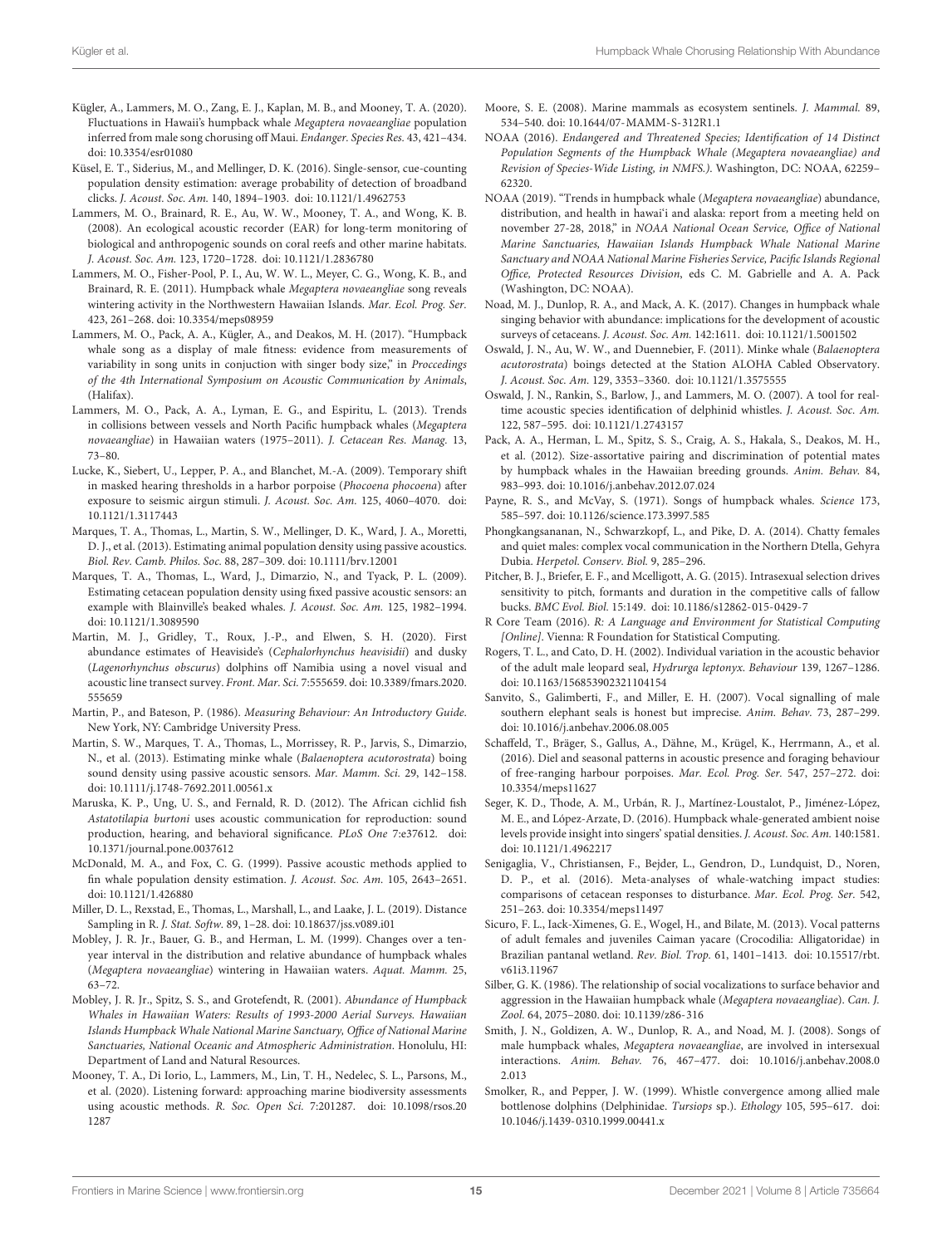Kügler, A., Lammers, M. O., Zang, E. J., Kaplan, M. B., and Mooney, T. A. (2020). Fluctuations in Hawaii's humpback whale *Megaptera novaeangliae* population inferred from male song chorusing off Maui. *Endanger. Species Res.* 43, 421–434. doi: 10.3354/esr01080

Küsel, E. T., Siderius, M., and Mellinger, D. K. (2016). Single-sensor, cue-counting population density estimation: average probability of detection of broadband clicks. *J. Acoust. Soc. Am.* 140, 1894–1903. doi: 10.1121/1.4962753

Lammers, M. O., Brainard, R. E., Au, W. W., Mooney, T. A., and Wong, K. B. (2008). An ecological acoustic recorder (EAR) for long-term monitoring of biological and anthropogenic sounds on coral reefs and other marine habitats. *J. Acoust. Soc. Am.* 123, 1720–1728. doi: 10.1121/1.2836780

Lammers, M. O., Fisher-Pool, P. I., Au, W. W. L., Meyer, C. G., Wong, K. B., and Brainard, R. E. (2011). Humpback whale *Megaptera novaeangliae* song reveals wintering activity in the Northwestern Hawaiian Islands. *Mar. Ecol. Prog. Ser.* 423, 261–268. doi: 10.3354/meps08959

Lammers, M. O., Pack, A. A., Kügler, A., and Deakos, M. H. (2017). "Humpback whale song as a display of male fitness: evidence from measurements of variability in song units in conjuction with singer body size," in *Proccedings of the 4th International Symposium on Acoustic Communication by Animals*, (Halifax).

Lammers, M. O., Pack, A. A., Lyman, E. G., and Espiritu, L. (2013). Trends in collisions between vessels and North Pacific humpback whales (*Megaptera novaeangliae*) in Hawaiian waters (1975–2011). *J. Cetacean Res. Manag.* 13, 73–80.

Lucke, K., Siebert, U., Lepper, P. A., and Blanchet, M.-A. (2009). Temporary shift in masked hearing thresholds in a harbor porpoise (*Phocoena phocoena*) after exposure to seismic airgun stimuli. *J. Acoust. Soc. Am.* 125, 4060–4070. doi: 10.1121/1.3117443

Marques, T. A., Thomas, L., Martin, S. W., Mellinger, D. K., Ward, J. A., Moretti, D. J., et al. (2013). Estimating animal population density using passive acoustics. *Biol. Rev. Camb. Philos. Soc.* 88, 287–309. doi: 10.1111/brv.12001

Marques, T. A., Thomas, L., Ward, J., Dimarzio, N., and Tyack, P. L. (2009). Estimating cetacean population density using fixed passive acoustic sensors: an example with Blainville's beaked whales. *J. Acoust. Soc. Am.* 125, 1982–1994. doi: 10.1121/1.3089590

Martin, M. J., Gridley, T., Roux, J.-P., and Elwen, S. H. (2020). First abundance estimates of Heaviside's (*Cephalorhynchus heavisidii*) and dusky (*Lagenorhynchus obscurus*) dolphins off Namibia using a novel visual and acoustic line transect survey. *Front. Mar. Sci.* 7:555659. doi: 10.3389/fmars.2020.555659

Martin, P., and Bateson, P. (1986). *Measuring Behaviour: An Introductory Guide*. New York, NY: Cambridge University Press.

Martin, S. W., Marques, T. A., Thomas, L., Morrissey, R. P., Jarvis, S., Dimarzio, N., et al. (2013). Estimating minke whale (*Balaenoptera acutorostrata*) boing sound density using passive acoustic sensors. *Mar. Mamm. Sci.* 29, 142–158. doi: 10.1111/j.1748-7692.2011.00561.x

Maruska, K. P., Ung, U. S., and Fernald, R. D. (2012). The African cichlid fish *Astatotilapia burtoni* uses acoustic communication for reproduction: sound production, hearing, and behavioral significance. *PLoS One* 7:e37612. doi: 10.1371/journal.pone.0037612

McDonald, M. A., and Fox, C. G. (1999). Passive acoustic methods applied to fin whale population density estimation. *J. Acoust. Soc. Am.* 105, 2643–2651. doi: 10.1121/1.426880

Miller, D. L., Rexstad, E., Thomas, L., Marshall, L., and Laake, J. L. (2019). Distance Sampling in R. *J. Stat. Softw.* 89, 1–28. doi: 10.18637/jss.v089.i01

Mobley, J. R. Jr., Bauer, G. B., and Herman, L. M. (1999). Changes over a ten-year interval in the distribution and relative abundance of humpback whales (*Megaptera novaeangliae*) wintering in Hawaiian waters. *Aquat. Mamm.* 25, 63–72.

Mobley, J. R. Jr., Spitz, S. S., and Grotefendt, R. (2001). *Abundance of Humpback Whales in Hawaiian Waters: Results of 1993-2000 Aerial Surveys. Hawaiian Islands Humpback Whale National Marine Sanctuary, Office of National Marine Sanctuaries, National Oceanic and Atmospheric Administration*. Honolulu, HI: Department of Land and Natural Resources.

Mooney, T. A., Di Iorio, L., Lammers, M., Lin, T. H., Nedelec, S. L., Parsons, M., et al. (2020). Listening forward: approaching marine biodiversity assessments using acoustic methods. *R. Soc. Open Sci.* 7:201287. doi: 10.1098/rsos.201287

Moore, S. E. (2008). Marine mammals as ecosystem sentinels. *J. Mammal.* 89, 534–540. doi: 10.1644/07-MAMM-S-312R1.1

NOAA (2016). *Endangered and Threatened Species; Identification of 14 Distinct Population Segments of the Humpback Whale (Megaptera novaeangliae) and Revision of Species-Wide Listing, in NMFS.)*. Washington, DC: NOAA, 62259–62320.

NOAA (2019). "Trends in humpback whale (*Megaptera novaeangliae*) abundance, distribution, and health in hawai'i and alaska: report from a meeting held on november 27-28, 2018," in *NOAA National Ocean Service, Office of National Marine Sanctuaries, Hawaiian Islands Humpback Whale National Marine Sanctuary and NOAA National Marine Fisheries Service, Pacific Islands Regional Office, Protected Resources Division*, eds C. M. Gabrielle and A. A. Pack (Washington, DC: NOAA).

Noad, M. J., Dunlop, R. A., and Mack, A. K. (2017). Changes in humpback whale singing behavior with abundance: implications for the development of acoustic surveys of cetaceans. *J. Acoust. Soc. Am.* 142:1611. doi: 10.1121/1.5001502

Oswald, J. N., Au, W. W., and Duennebier, F. (2011). Minke whale (*Balaenoptera acutorostrata*) boings detected at the Station ALOHA Cabled Observatory. *J. Acoust. Soc. Am.* 129, 3353–3360. doi: 10.1121/1.3575555

Oswald, J. N., Rankin, S., Barlow, J., and Lammers, M. O. (2007). A tool for real-time acoustic species identification of delphinid whistles. *J. Acoust. Soc. Am.* 122, 587–595. doi: 10.1121/1.2743157

Pack, A. A., Herman, L. M., Spitz, S. S., Craig, A. S., Hakala, S., Deakos, M. H., et al. (2012). Size-assortative pairing and discrimination of potential mates by humpback whales in the Hawaiian breeding grounds. *Anim. Behav.* 84, 983–993. doi: 10.1016/j.anbehav.2012.07.024

Payne, R. S., and McVay, S. (1971). Songs of humpback whales. *Science* 173, 585–597. doi: 10.1126/science.173.3997.585

Phongkangsananan, N., Schwarzkopf, L., and Pike, D. A. (2014). Chatty females and quiet males: complex vocal communication in the Northern Dtella, Gehyra Dubia. *Herpetol. Conserv. Biol.* 9, 285–296.

Pitcher, B. J., Briefer, E. F., and Mcelligott, A. G. (2015). Intrasexual selection drives sensitivity to pitch, formants and duration in the competitive calls of fallow bucks. *BMC Evol. Biol.* 15:149. doi: 10.1186/s12862-015-0429-7

R Core Team (2016). *R: A Language and Environment for Statistical Computing [Online]*. Vienna: R Foundation for Statistical Computing.

Rogers, T. L., and Cato, D. H. (2002). Individual variation in the acoustic behavior of the adult male leopard seal, *Hydrurga leptonyx*. *Behaviour* 139, 1267–1286. doi: 10.1163/156853902321104154

Sanvito, S., Galimberti, F., and Miller, E. H. (2007). Vocal signalling of male southern elephant seals is honest but imprecise. *Anim. Behav.* 73, 287–299. doi: 10.1016/j.anbehav.2006.08.005

Schaffeld, T., Bräger, S., Gallus, A., Dähne, M., Krügel, K., Herrmann, A., et al. (2016). Diel and seasonal patterns in acoustic presence and foraging behaviour of free-ranging harbour porpoises. *Mar. Ecol. Prog. Ser.* 547, 257–272. doi: 10.3354/meps11627

Seger, K. D., Thode, A. M., Urbán, R. J., Martínez-Loustalot, P., Jiménez-López, M. E., and López-Arzate, D. (2016). Humpback whale-generated ambient noise levels provide insight into singers' spatial densities. *J. Acoust. Soc. Am.* 140:1581. doi: 10.1121/1.4962217

Senigaglia, V., Christiansen, F., Bejder, L., Gendron, D., Lundquist, D., Noren, D. P., et al. (2016). Meta-analyses of whale-watching impact studies: comparisons of cetacean responses to disturbance. *Mar. Ecol. Prog. Ser.* 542, 251–263. doi: 10.3354/meps11497

Sicuro, F. L., Iack-Ximenes, G. E., Wogel, H., and Bilate, M. (2013). Vocal patterns of adult females and juveniles Caiman yacare (Crocodilia: Alligatoridae) in Brazilian pantanal wetland. *Rev. Biol. Trop.* 61, 1401–1413. doi: 10.15517/rbt.v61i3.11967

Silber, G. K. (1986). The relationship of social vocalizations to surface behavior and aggression in the Hawaiian humpback whale (*Megaptera novaeangliae*). *Can. J. Zool.* 64, 2075–2080. doi: 10.1139/z86-316

Smith, J. N., Goldizen, A. W., Dunlop, R. A., and Noad, M. J. (2008). Songs of male humpback whales, *Megaptera novaeangliae*, are involved in intersexual interactions. *Anim. Behav.* 76, 467–477. doi: 10.1016/j.anbehav.2008.02.013

Smolker, R., and Pepper, J. W. (1999). Whistle convergence among allied male bottlenose dolphins (Delphinidae. *Tursiops* sp.). *Ethology* 105, 595–617. doi: 10.1046/j.1439-0310.1999.00441.x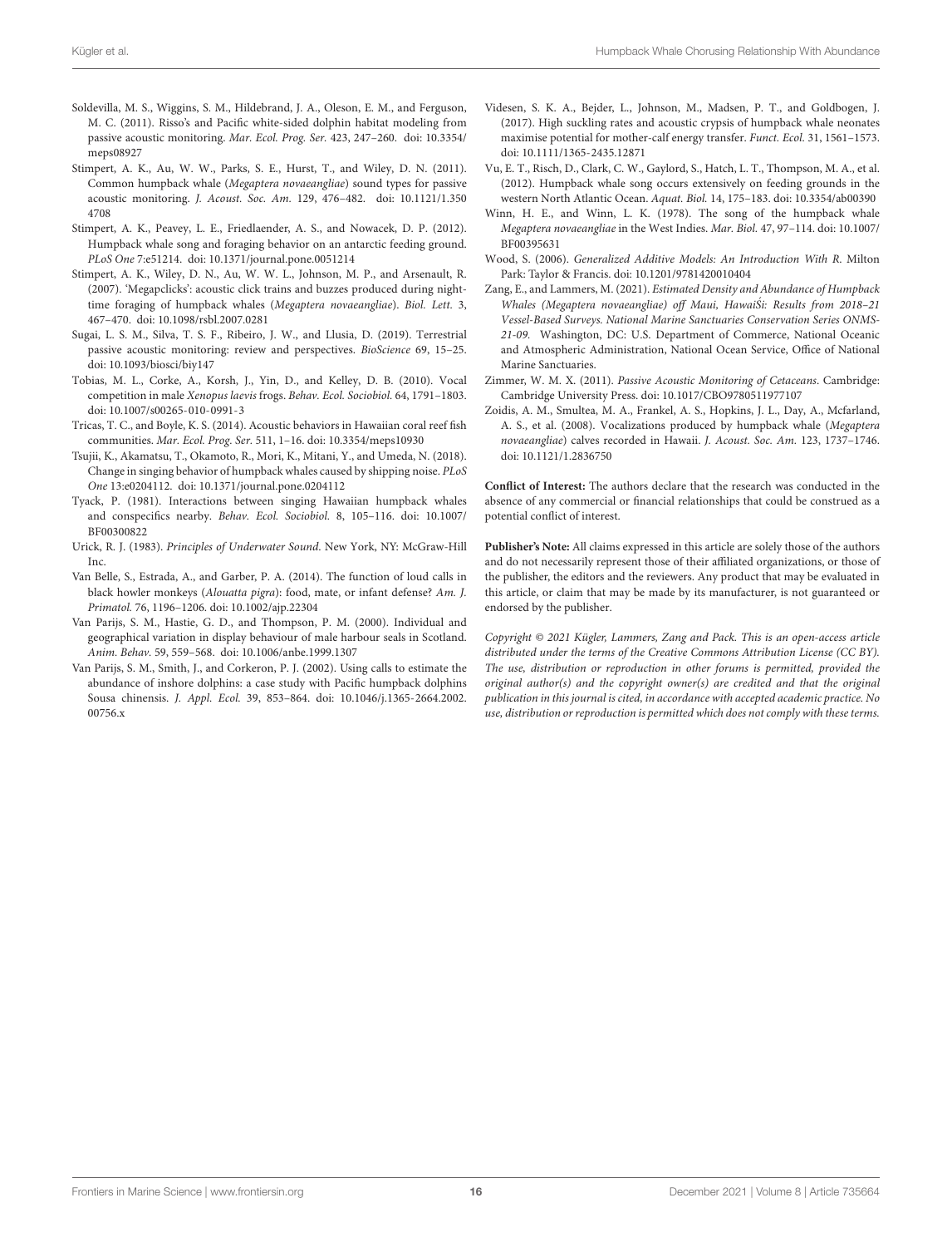Soldevilla, M. S., Wiggins, S. M., Hildebrand, J. A., Oleson, E. M., and Ferguson, M. C. (2011). Risso's and Pacific white-sided dolphin habitat modeling from passive acoustic monitoring. *Mar. Ecol. Prog. Ser.* 423, 247–260. doi: 10.3354/meps08927

Stimpert, A. K., Au, W. W., Parks, S. E., Hurst, T., and Wiley, D. N. (2011). Common humpback whale (*Megaptera novaeangliae*) sound types for passive acoustic monitoring. *J. Acoust. Soc. Am.* 129, 476–482. doi: 10.1121/1.3504708

Stimpert, A. K., Peavey, L. E., Friedlaender, A. S., and Nowacek, D. P. (2012). Humpback whale song and foraging behavior on an antarctic feeding ground. *PLoS One* 7:e51214. doi: 10.1371/journal.pone.0051214

Stimpert, A. K., Wiley, D. N., Au, W. W. L., Johnson, M. P., and Arsenault, R. (2007). 'Megapclicks': acoustic click trains and buzzes produced during night-time foraging of humpback whales (*Megaptera novaeangliae*). *Biol. Lett.* 3, 467–470. doi: 10.1098/rsbl.2007.0281

Sugai, L. S. M., Silva, T. S. F., Ribeiro, J. W., and Llusia, D. (2019). Terrestrial passive acoustic monitoring: review and perspectives. *BioScience* 69, 15–25. doi: 10.1093/biosci/biy147

Tobias, M. L., Corke, A., Korsh, J., Yin, D., and Kelley, D. B. (2010). Vocal competition in male *Xenopus laevis* frogs. *Behav. Ecol. Sociobiol.* 64, 1791–1803. doi: 10.1007/s00265-010-0991-3

Tricas, T. C., and Boyle, K. S. (2014). Acoustic behaviors in Hawaiian coral reef fish communities. *Mar. Ecol. Prog. Ser.* 511, 1–16. doi: 10.3354/meps10930

Tsujii, K., Akamatsu, T., Okamoto, R., Mori, K., Mitani, Y., and Umeda, N. (2018). Change in singing behavior of humpback whales caused by shipping noise. *PLoS One* 13:e0204112. doi: 10.1371/journal.pone.0204112

Tyack, P. (1981). Interactions between singing Hawaiian humpback whales and conspecifics nearby. *Behav. Ecol. Sociobiol.* 8, 105–116. doi: 10.1007/BF00300822

Urick, R. J. (1983). *Principles of Underwater Sound*. New York, NY: McGraw-Hill Inc.

Van Belle, S., Estrada, A., and Garber, P. A. (2014). The function of loud calls in black howler monkeys (*Alouatta pigra*): food, mate, or infant defense? *Am. J. Primatol.* 76, 1196–1206. doi: 10.1002/ajp.22304

Van Parijs, S. M., Hastie, G. D., and Thompson, P. M. (2000). Individual and geographical variation in display behaviour of male harbour seals in Scotland. *Anim. Behav.* 59, 559–568. doi: 10.1006/anbe.1999.1307

Van Parijs, S. M., Smith, J., and Corkeron, P. J. (2002). Using calls to estimate the abundance of inshore dolphins: a case study with Pacific humpback dolphins Sousa chinensis. *J. Appl. Ecol.* 39, 853–864. doi: 10.1046/j.1365-2664.2002.00756.x

Videsen, S. K. A., Bejder, L., Johnson, M., Madsen, P. T., and Goldbogen, J. (2017). High suckling rates and acoustic crypsis of humpback whale neonates maximise potential for mother-calf energy transfer. *Funct. Ecol.* 31, 1561–1573. doi: 10.1111/1365-2435.12871

Vu, E. T., Risch, D., Clark, C. W., Gaylord, S., Hatch, L. T., Thompson, M. A., et al. (2012). Humpback whale song occurs extensively on feeding grounds in the western North Atlantic Ocean. *Aquat. Biol.* 14, 175–183. doi: 10.3354/ab00390

Winn, H. E., and Winn, L. K. (1978). The song of the humpback whale *Megaptera novaeangliae* in the West Indies. *Mar. Biol.* 47, 97–114. doi: 10.1007/BF00395631

Wood, S. (2006). *Generalized Additive Models: An Introduction With R*. Milton Park: Taylor & Francis. doi: 10.1201/9781420010404

Zang, E., and Lammers, M. (2021). *Estimated Density and Abundance of Humpback Whales (Megaptera novaeangliae) off Maui, HawaiŚi: Results from 2018–21 Vessel-Based Surveys. National Marine Sanctuaries Conservation Series ONMS-21-09.* Washington, DC: U.S. Department of Commerce, National Oceanic and Atmospheric Administration, National Ocean Service, Office of National Marine Sanctuaries.

Zimmer, W. M. X. (2011). *Passive Acoustic Monitoring of Cetaceans*. Cambridge: Cambridge University Press. doi: 10.1017/CBO9780511977107

Zoidis, A. M., Smultea, M. A., Frankel, A. S., Hopkins, J. L., Day, A., Mcfarland, A. S., et al. (2008). Vocalizations produced by humpback whale (*Megaptera novaeangliae*) calves recorded in Hawaii. *J. Acoust. Soc. Am.* 123, 1737–1746. doi: 10.1121/1.2836750

**Conflict of Interest:** The authors declare that the research was conducted in the absence of any commercial or financial relationships that could be construed as a potential conflict of interest.

**Publisher's Note:** All claims expressed in this article are solely those of the authors and do not necessarily represent those of their affiliated organizations, or those of the publisher, the editors and the reviewers. Any product that may be evaluated in this article, or claim that may be made by its manufacturer, is not guaranteed or endorsed by the publisher.

*Copyright © 2021 Kügler, Lammers, Zang and Pack. This is an open-access article distributed under the terms of the Creative Commons Attribution License (CC BY). The use, distribution or reproduction in other forums is permitted, provided the original author(s) and the copyright owner(s) are credited and that the original publication in this journal is cited, in accordance with accepted academic practice. No use, distribution or reproduction is permitted which does not comply with these terms.*